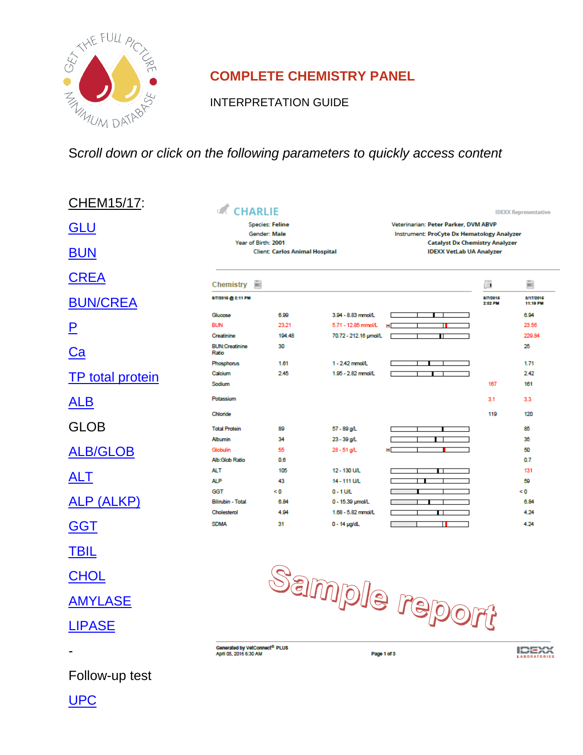# COMPLETE CHEMISTRY PANEL

INTERPRETATION GUIDE

*Scroll down or click on the following parameters to quickly access content*

CHEM15/17:

GLU

BUN

CREA

BUN/CREA

P

Ca

TP total protein

ALB

GLOB

ALB/GLOB

ALT

ALP (ALKP)

GGT

TBIL

CHOL

AMYLASE

LIPASE

-

Follow-up test

UPC

CHARLIE

IDEXX Representative

Species: Feline
Gender: Male
Year of Birth: 2001
Client: Carlos Animal Hospital

Veterinarian: Peter Parker, DVM ABVP
Instrument: ProCyte Dx Hematology Analyzer
Catalyst Dx Chemistry Analyzer
IDEXX VetLab UA Analyzer

Chemistry

| 8/7/2016 @ 2:11 PM | | | | 8/7/2016 2:02 PM | 3/17/2016 11:19 PM |
|---|---|---|---|---|---|
| Glucose | 6.99 | 3.94 - 8.83 mmol/L | | | 6.94 |
| BUN | 23.21 | 5.71 - 12.85 mmol/L | H | | 23.56 |
| Creatinine | 194.48 | 70.72 - 212.16 µmol/L | | | 229.84 |
| BUN:Creatinine Ratio | 30 | | | | 25 |
| Phosphorus | 1.61 | 1 - 2.42 mmol/L | | | 1.71 |
| Calcium | 2.45 | 1.95 - 2.82 mmol/L | | | 2.42 |
| Sodium | | | | 167 | 161 |
| Potassium | | | | 3.1 | 3.3 |
| Chloride | | | | 119 | 120 |
| Total Protein | 89 | 57 - 89 g/L | | | 85 |
| Albumin | 34 | 23 - 39 g/L | | | 35 |
| Globulin | 55 | 28 - 51 g/L | H | | 50 |
| Alb:Glob Ratio | 0.6 | | | | 0.7 |
| ALT | 105 | 12 - 130 U/L | | | 131 |
| ALP | 43 | 14 - 111 U/L | | | 59 |
| GGT | < 0 | 0 - 1 U/L | | | < 0 |
| Bilirubin - Total | 6.84 | 0 - 15.39 µmol/L | | | 6.84 |
| Cholesterol | 4.94 | 1.68 - 5.82 mmol/L | | | 4.24 |
| SDMA | 31 | 0 - 14 µg/dL | | | 4.24 |

Sample report

Generated by VetConnect® PLUS
April 05, 2016 6:30 AM

Page 1 of 3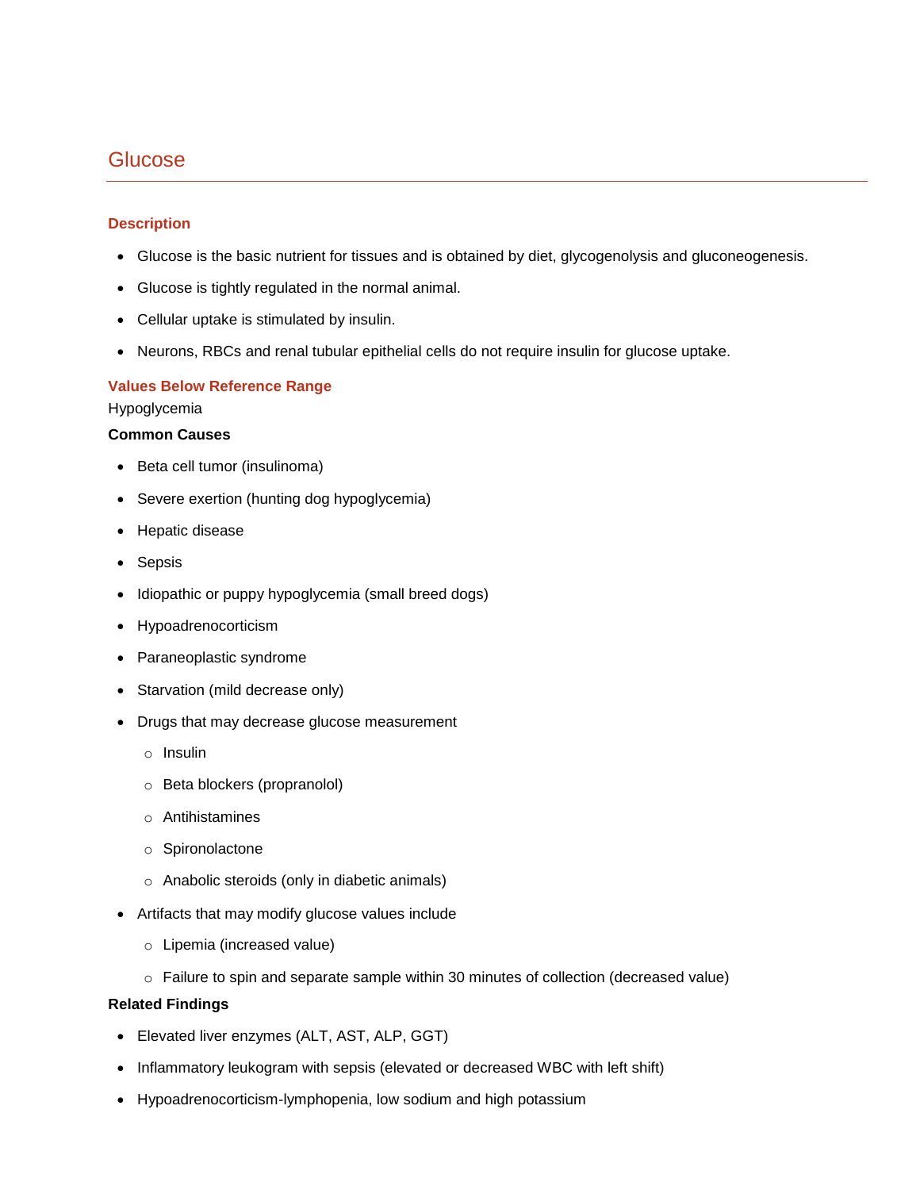# Glucose

## Description

- Glucose is the basic nutrient for tissues and is obtained by diet, glycogenolysis and gluconeogenesis.
- Glucose is tightly regulated in the normal animal.
- Cellular uptake is stimulated by insulin.
- Neurons, RBCs and renal tubular epithelial cells do not require insulin for glucose uptake.

## Values Below Reference Range

Hypoglycemia

**Common Causes**

- Beta cell tumor (insulinoma)
- Severe exertion (hunting dog hypoglycemia)
- Hepatic disease
- Sepsis
- Idiopathic or puppy hypoglycemia (small breed dogs)
- Hypoadrenocorticism
- Paraneoplastic syndrome
- Starvation (mild decrease only)
- Drugs that may decrease glucose measurement
  - Insulin
  - Beta blockers (propranolol)
  - Antihistamines
  - Spironolactone
  - Anabolic steroids (only in diabetic animals)
- Artifacts that may modify glucose values include
  - Lipemia (increased value)
  - Failure to spin and separate sample within 30 minutes of collection (decreased value)

**Related Findings**

- Elevated liver enzymes (ALT, AST, ALP, GGT)
- Inflammatory leukogram with sepsis (elevated or decreased WBC with left shift)
- Hypoadrenocorticism-lymphopenia, low sodium and high potassium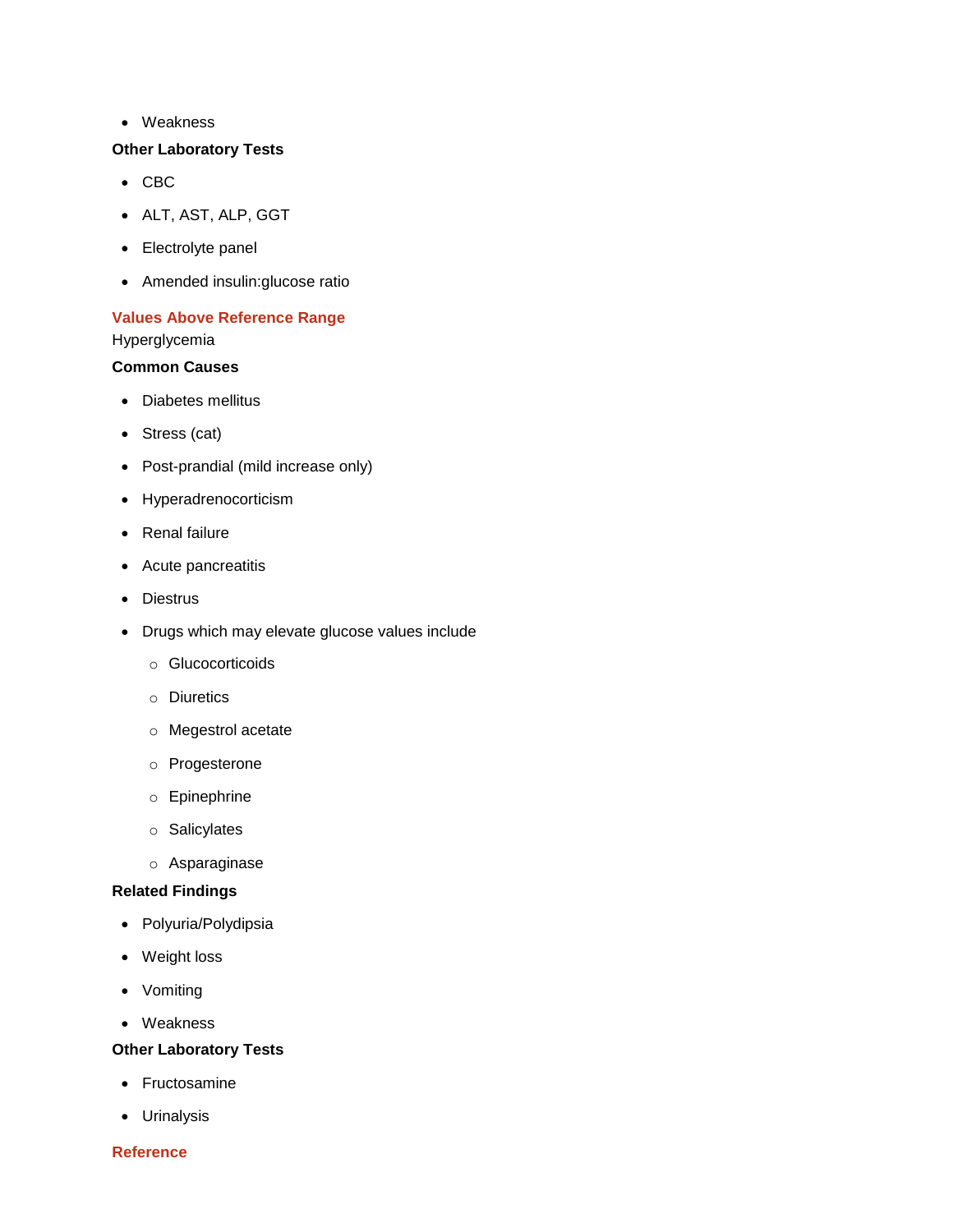- Weakness

**Other Laboratory Tests**

- CBC
- ALT, AST, ALP, GGT
- Electrolyte panel
- Amended insulin:glucose ratio

## Values Above Reference Range

Hyperglycemia

**Common Causes**

- Diabetes mellitus
- Stress (cat)
- Post-prandial (mild increase only)
- Hyperadrenocorticism
- Renal failure
- Acute pancreatitis
- Diestrus
- Drugs which may elevate glucose values include
  - Glucocorticoids
  - Diuretics
  - Megestrol acetate
  - Progesterone
  - Epinephrine
  - Salicylates
  - Asparaginase

**Related Findings**

- Polyuria/Polydipsia
- Weight loss
- Vomiting
- Weakness

**Other Laboratory Tests**

- Fructosamine
- Urinalysis

## Reference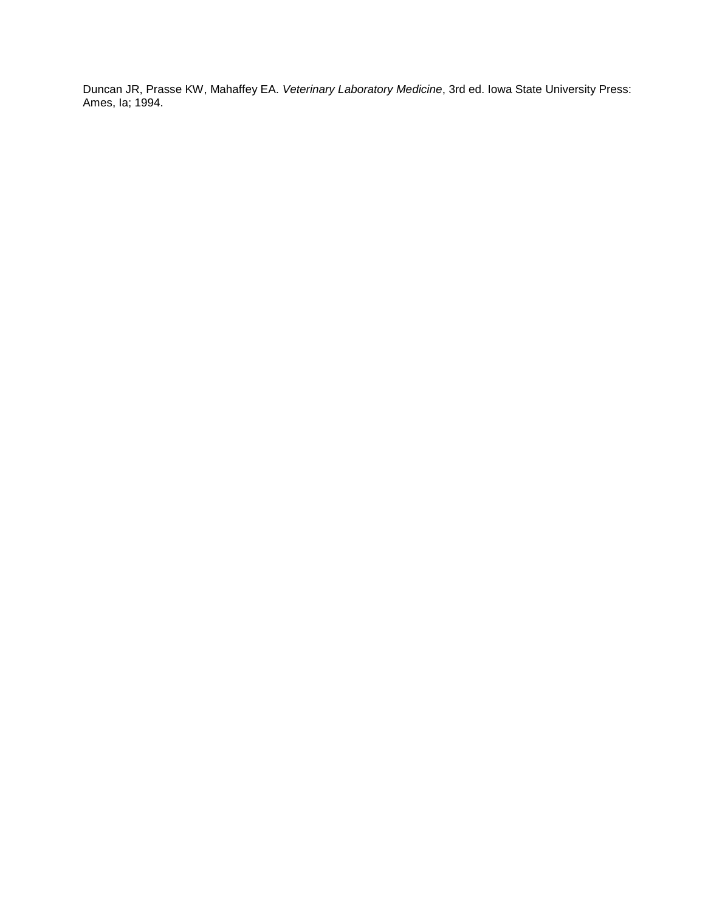Duncan JR, Prasse KW, Mahaffey EA. *Veterinary Laboratory Medicine*, 3rd ed. Iowa State University Press: Ames, Ia; 1994.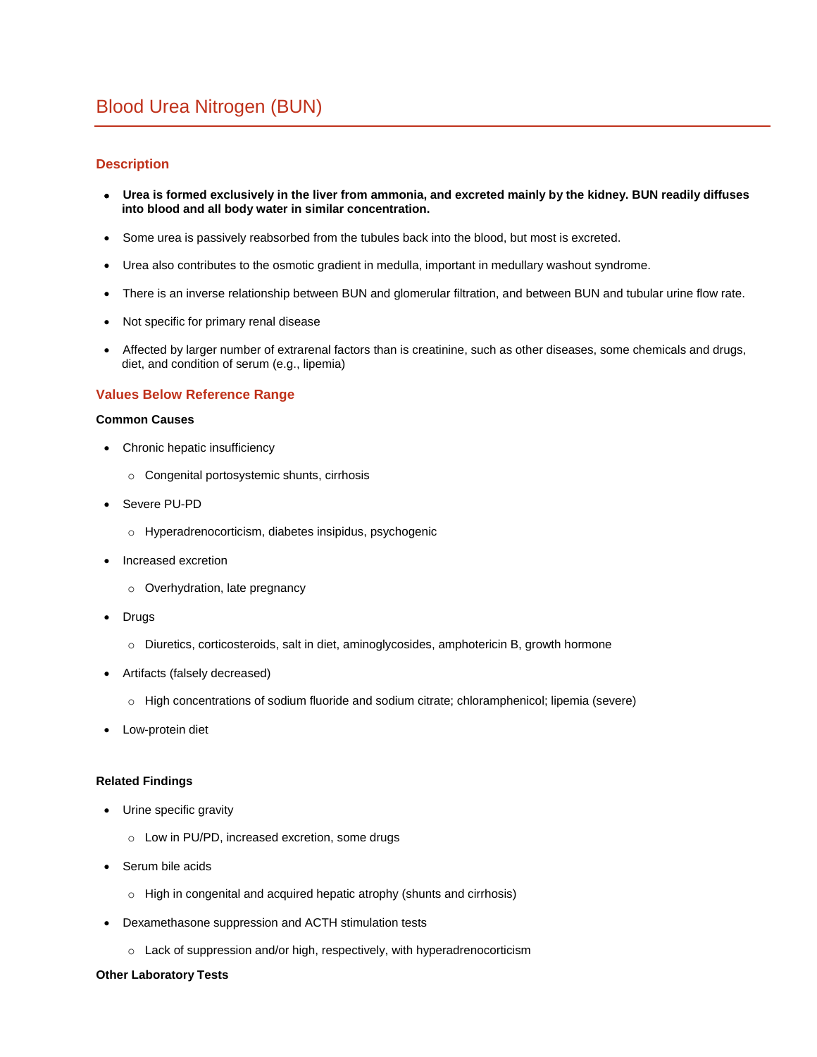# Blood Urea Nitrogen (BUN)

## Description

- **Urea is formed exclusively in the liver from ammonia, and excreted mainly by the kidney. BUN readily diffuses into blood and all body water in similar concentration.**
- Some urea is passively reabsorbed from the tubules back into the blood, but most is excreted.
- Urea also contributes to the osmotic gradient in medulla, important in medullary washout syndrome.
- There is an inverse relationship between BUN and glomerular filtration, and between BUN and tubular urine flow rate.
- Not specific for primary renal disease
- Affected by larger number of extrarenal factors than is creatinine, such as other diseases, some chemicals and drugs, diet, and condition of serum (e.g., lipemia)

## Values Below Reference Range

### Common Causes

- Chronic hepatic insufficiency
  - Congenital portosystemic shunts, cirrhosis
- Severe PU-PD
  - Hyperadrenocorticism, diabetes insipidus, psychogenic
- Increased excretion
  - Overhydration, late pregnancy
- Drugs
  - Diuretics, corticosteroids, salt in diet, aminoglycosides, amphotericin B, growth hormone
- Artifacts (falsely decreased)
  - High concentrations of sodium fluoride and sodium citrate; chloramphenicol; lipemia (severe)
- Low-protein diet

### Related Findings

- Urine specific gravity
  - Low in PU/PD, increased excretion, some drugs
- Serum bile acids
  - High in congenital and acquired hepatic atrophy (shunts and cirrhosis)
- Dexamethasone suppression and ACTH stimulation tests
  - Lack of suppression and/or high, respectively, with hyperadrenocorticism

### Other Laboratory Tests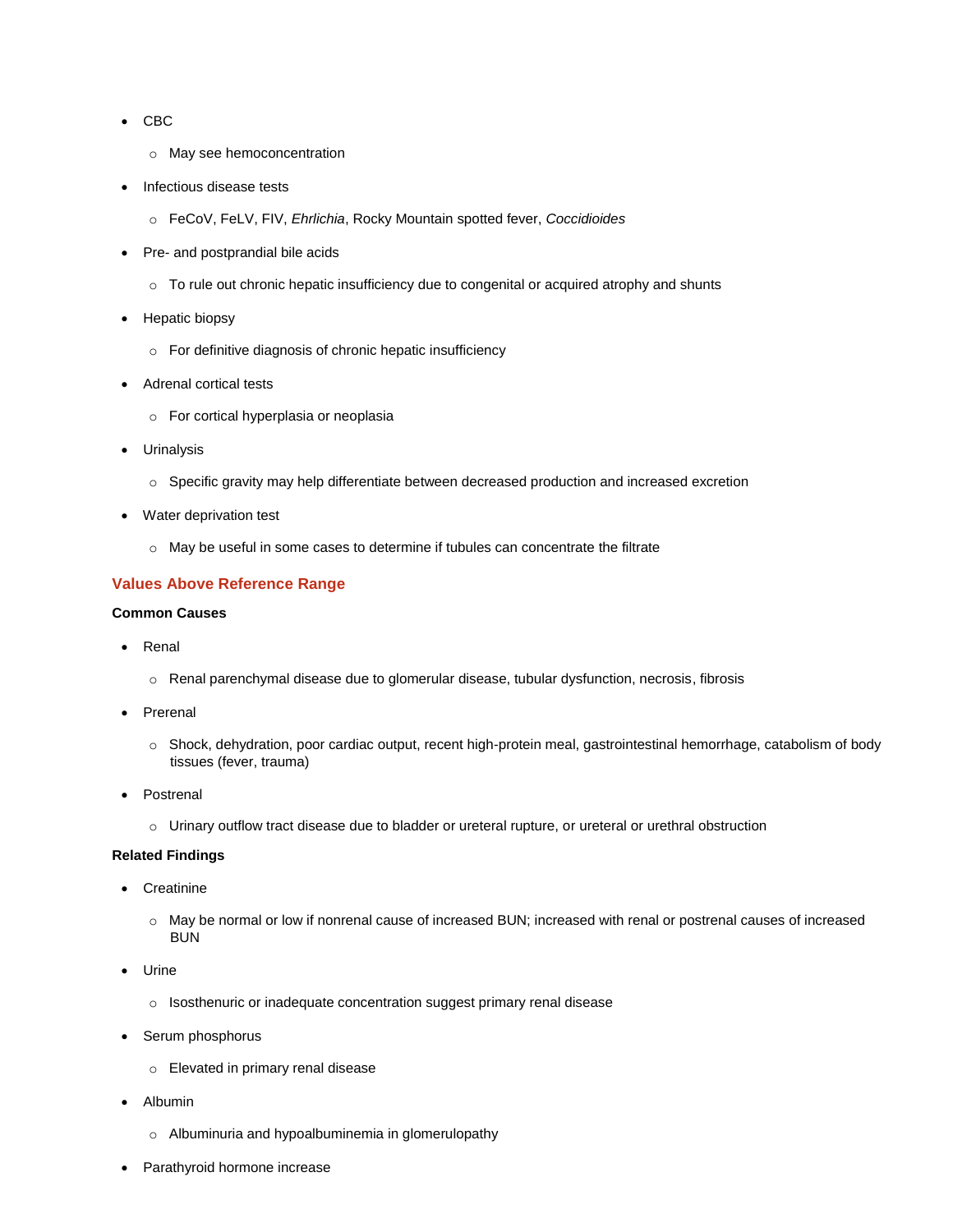- CBC
  - May see hemoconcentration
- Infectious disease tests
  - FeCoV, FeLV, FIV, *Ehrlichia*, Rocky Mountain spotted fever, *Coccidioides*
- Pre- and postprandial bile acids
  - To rule out chronic hepatic insufficiency due to congenital or acquired atrophy and shunts
- Hepatic biopsy
  - For definitive diagnosis of chronic hepatic insufficiency
- Adrenal cortical tests
  - For cortical hyperplasia or neoplasia
- Urinalysis
  - Specific gravity may help differentiate between decreased production and increased excretion
- Water deprivation test
  - May be useful in some cases to determine if tubules can concentrate the filtrate

## Values Above Reference Range

**Common Causes**

- Renal
  - Renal parenchymal disease due to glomerular disease, tubular dysfunction, necrosis, fibrosis
- Prerenal
  - Shock, dehydration, poor cardiac output, recent high-protein meal, gastrointestinal hemorrhage, catabolism of body tissues (fever, trauma)
- Postrenal
  - Urinary outflow tract disease due to bladder or ureteral rupture, or ureteral or urethral obstruction

**Related Findings**

- Creatinine
  - May be normal or low if nonrenal cause of increased BUN; increased with renal or postrenal causes of increased BUN
- Urine
  - Isosthenuric or inadequate concentration suggest primary renal disease
- Serum phosphorus
  - Elevated in primary renal disease
- Albumin
  - Albuminuria and hypoalbuminemia in glomerulopathy
- Parathyroid hormone increase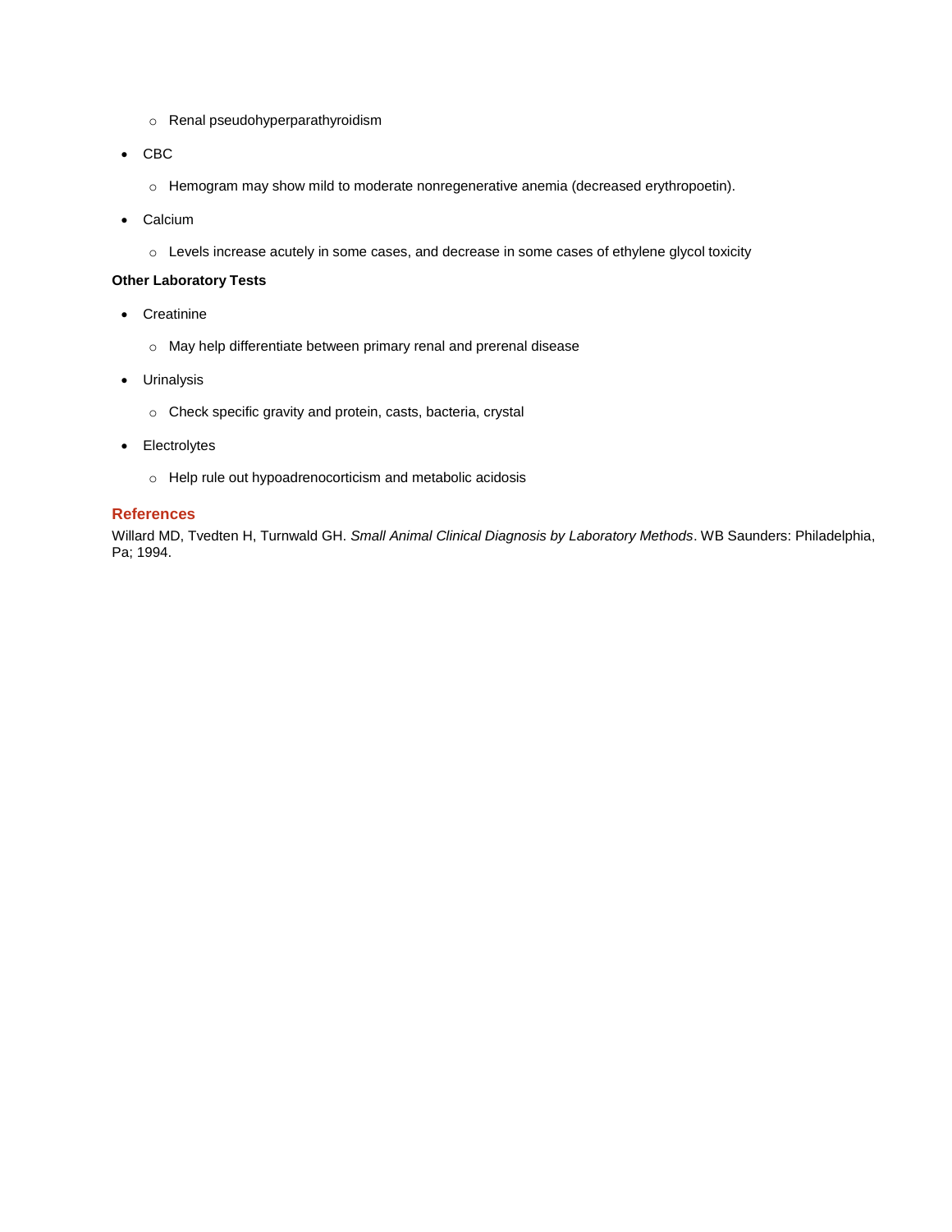- Renal pseudohyperparathyroidism

- CBC
  - Hemogram may show mild to moderate nonregenerative anemia (decreased erythropoetin).

- Calcium
  - Levels increase acutely in some cases, and decrease in some cases of ethylene glycol toxicity

**Other Laboratory Tests**

- Creatinine
  - May help differentiate between primary renal and prerenal disease

- Urinalysis
  - Check specific gravity and protein, casts, bacteria, crystal

- Electrolytes
  - Help rule out hypoadrenocorticism and metabolic acidosis

## References

Willard MD, Tvedten H, Turnwald GH. *Small Animal Clinical Diagnosis by Laboratory Methods*. WB Saunders: Philadelphia, Pa; 1994.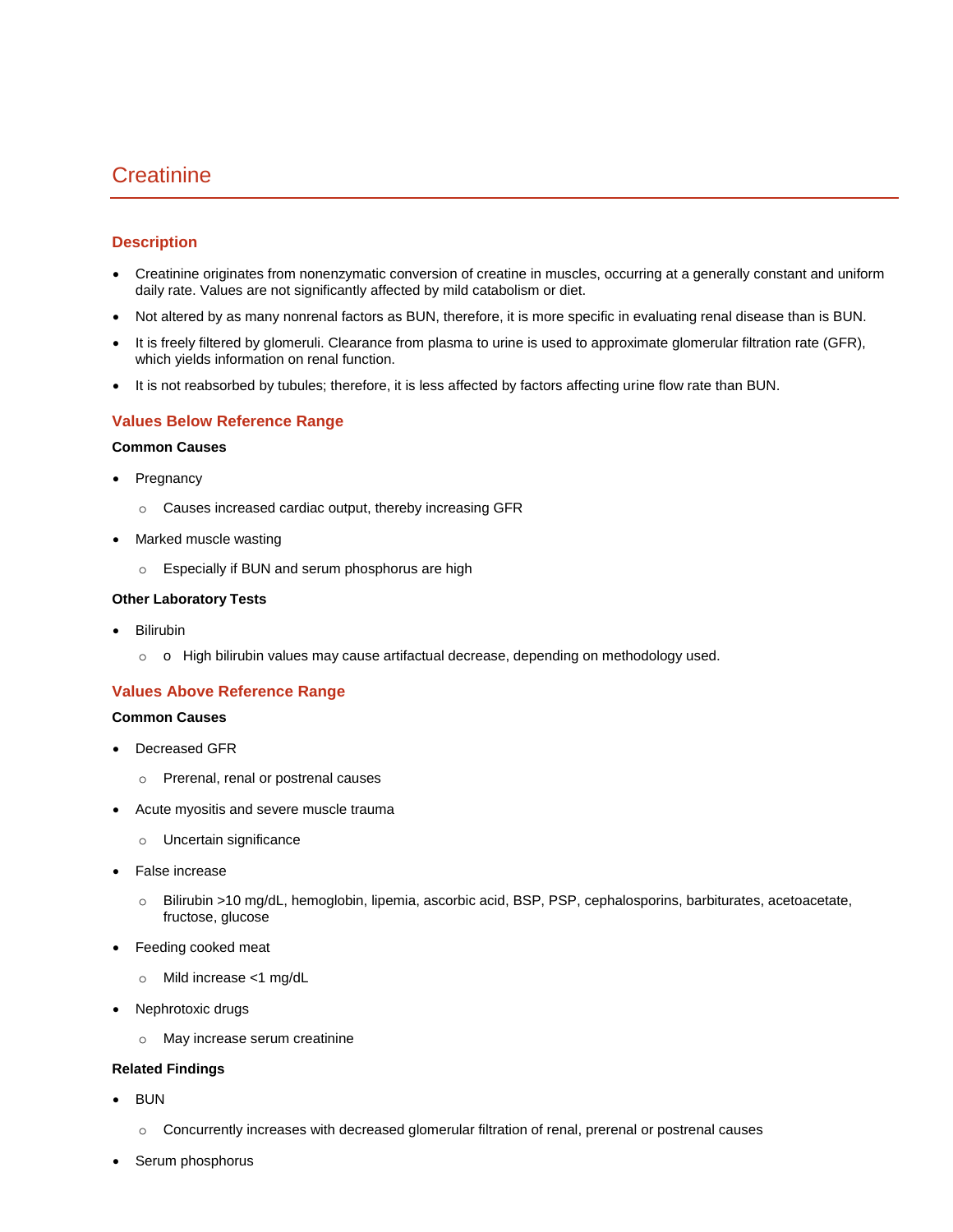# Creatinine

## Description

- Creatinine originates from nonenzymatic conversion of creatine in muscles, occurring at a generally constant and uniform daily rate. Values are not significantly affected by mild catabolism or diet.
- Not altered by as many nonrenal factors as BUN, therefore, it is more specific in evaluating renal disease than is BUN.
- It is freely filtered by glomeruli. Clearance from plasma to urine is used to approximate glomerular filtration rate (GFR), which yields information on renal function.
- It is not reabsorbed by tubules; therefore, it is less affected by factors affecting urine flow rate than BUN.

## Values Below Reference Range

**Common Causes**

- Pregnancy
  - Causes increased cardiac output, thereby increasing GFR
- Marked muscle wasting
  - Especially if BUN and serum phosphorus are high

**Other Laboratory Tests**

- Bilirubin
  - o High bilirubin values may cause artifactual decrease, depending on methodology used.

## Values Above Reference Range

**Common Causes**

- Decreased GFR
  - Prerenal, renal or postrenal causes
- Acute myositis and severe muscle trauma
  - Uncertain significance
- False increase
  - Bilirubin >10 mg/dL, hemoglobin, lipemia, ascorbic acid, BSP, PSP, cephalosporins, barbiturates, acetoacetate, fructose, glucose
- Feeding cooked meat
  - Mild increase <1 mg/dL
- Nephrotoxic drugs
  - May increase serum creatinine

**Related Findings**

- BUN
  - Concurrently increases with decreased glomerular filtration of renal, prerenal or postrenal causes
- Serum phosphorus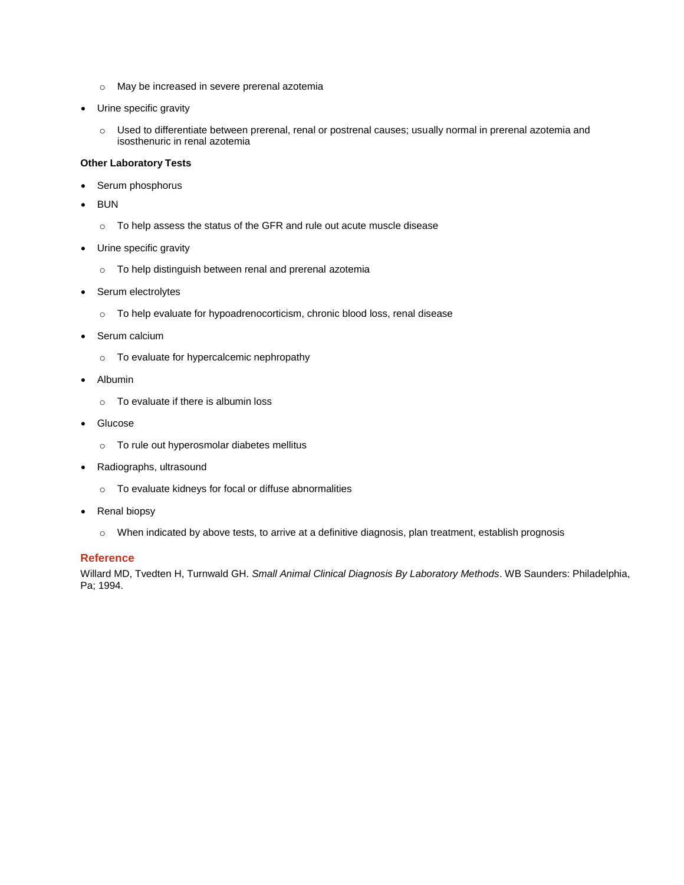- May be increased in severe prerenal azotemia
- Urine specific gravity
    - Used to differentiate between prerenal, renal or postrenal causes; usually normal in prerenal azotemia and isosthenuric in renal azotemia

**Other Laboratory Tests**

- Serum phosphorus
- BUN
    - To help assess the status of the GFR and rule out acute muscle disease
- Urine specific gravity
    - To help distinguish between renal and prerenal azotemia
- Serum electrolytes
    - To help evaluate for hypoadrenocorticism, chronic blood loss, renal disease
- Serum calcium
    - To evaluate for hypercalcemic nephropathy
- Albumin
    - To evaluate if there is albumin loss
- Glucose
    - To rule out hyperosmolar diabetes mellitus
- Radiographs, ultrasound
    - To evaluate kidneys for focal or diffuse abnormalities
- Renal biopsy
    - When indicated by above tests, to arrive at a definitive diagnosis, plan treatment, establish prognosis

## Reference

Willard MD, Tvedten H, Turnwald GH. *Small Animal Clinical Diagnosis By Laboratory Methods*. WB Saunders: Philadelphia, Pa; 1994.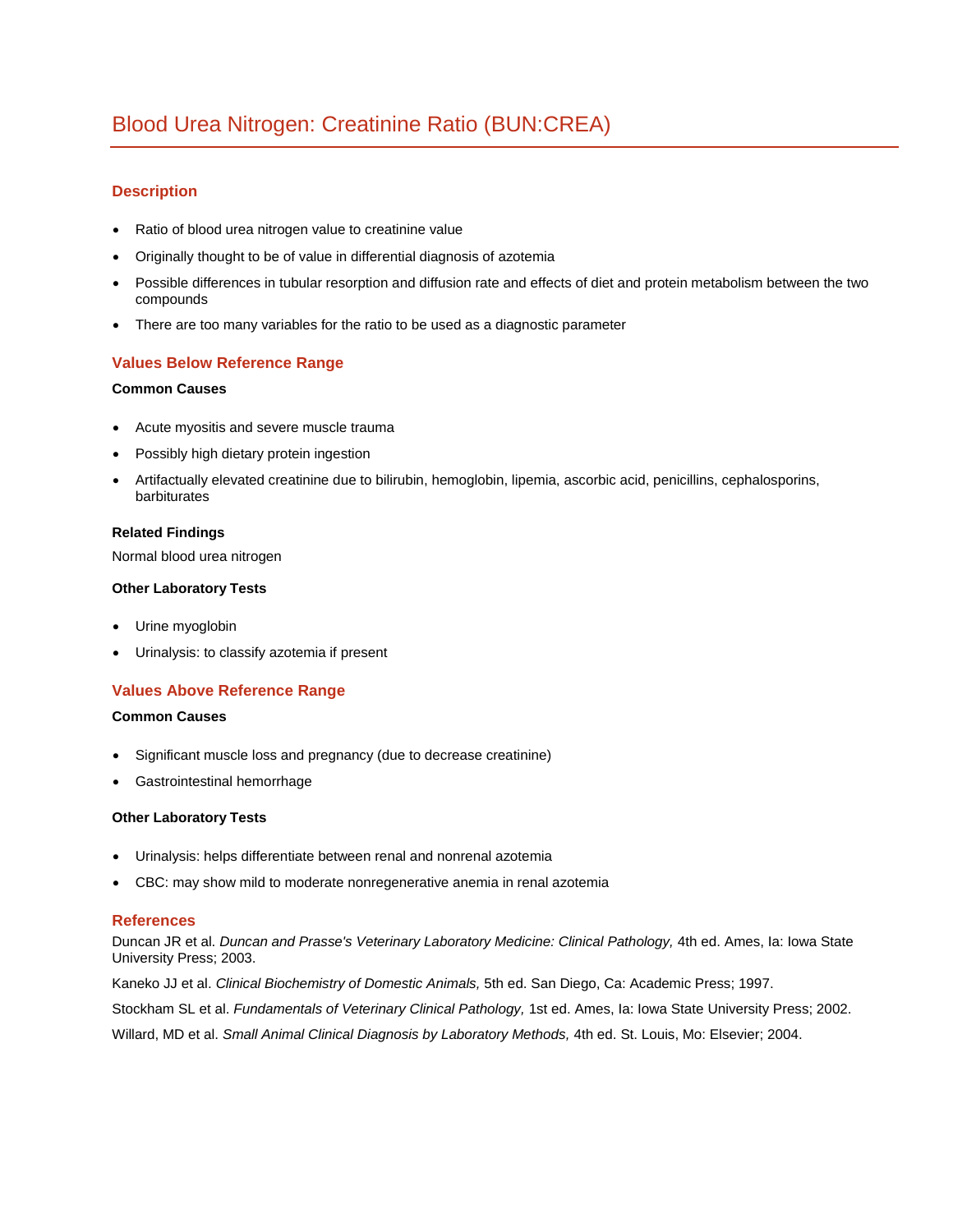# Blood Urea Nitrogen: Creatinine Ratio (BUN:CREA)

## Description

- Ratio of blood urea nitrogen value to creatinine value
- Originally thought to be of value in differential diagnosis of azotemia
- Possible differences in tubular resorption and diffusion rate and effects of diet and protein metabolism between the two compounds
- There are too many variables for the ratio to be used as a diagnostic parameter

## Values Below Reference Range

### Common Causes

- Acute myositis and severe muscle trauma
- Possibly high dietary protein ingestion
- Artifactually elevated creatinine due to bilirubin, hemoglobin, lipemia, ascorbic acid, penicillins, cephalosporins, barbiturates

### Related Findings

Normal blood urea nitrogen

### Other Laboratory Tests

- Urine myoglobin
- Urinalysis: to classify azotemia if present

## Values Above Reference Range

### Common Causes

- Significant muscle loss and pregnancy (due to decrease creatinine)
- Gastrointestinal hemorrhage

### Other Laboratory Tests

- Urinalysis: helps differentiate between renal and nonrenal azotemia
- CBC: may show mild to moderate nonregenerative anemia in renal azotemia

## References

Duncan JR et al. *Duncan and Prasse's Veterinary Laboratory Medicine: Clinical Pathology,* 4th ed. Ames, Ia: Iowa State University Press; 2003.

Kaneko JJ et al. *Clinical Biochemistry of Domestic Animals,* 5th ed. San Diego, Ca: Academic Press; 1997.

Stockham SL et al. *Fundamentals of Veterinary Clinical Pathology,* 1st ed. Ames, Ia: Iowa State University Press; 2002.

Willard, MD et al. *Small Animal Clinical Diagnosis by Laboratory Methods,* 4th ed. St. Louis, Mo: Elsevier; 2004.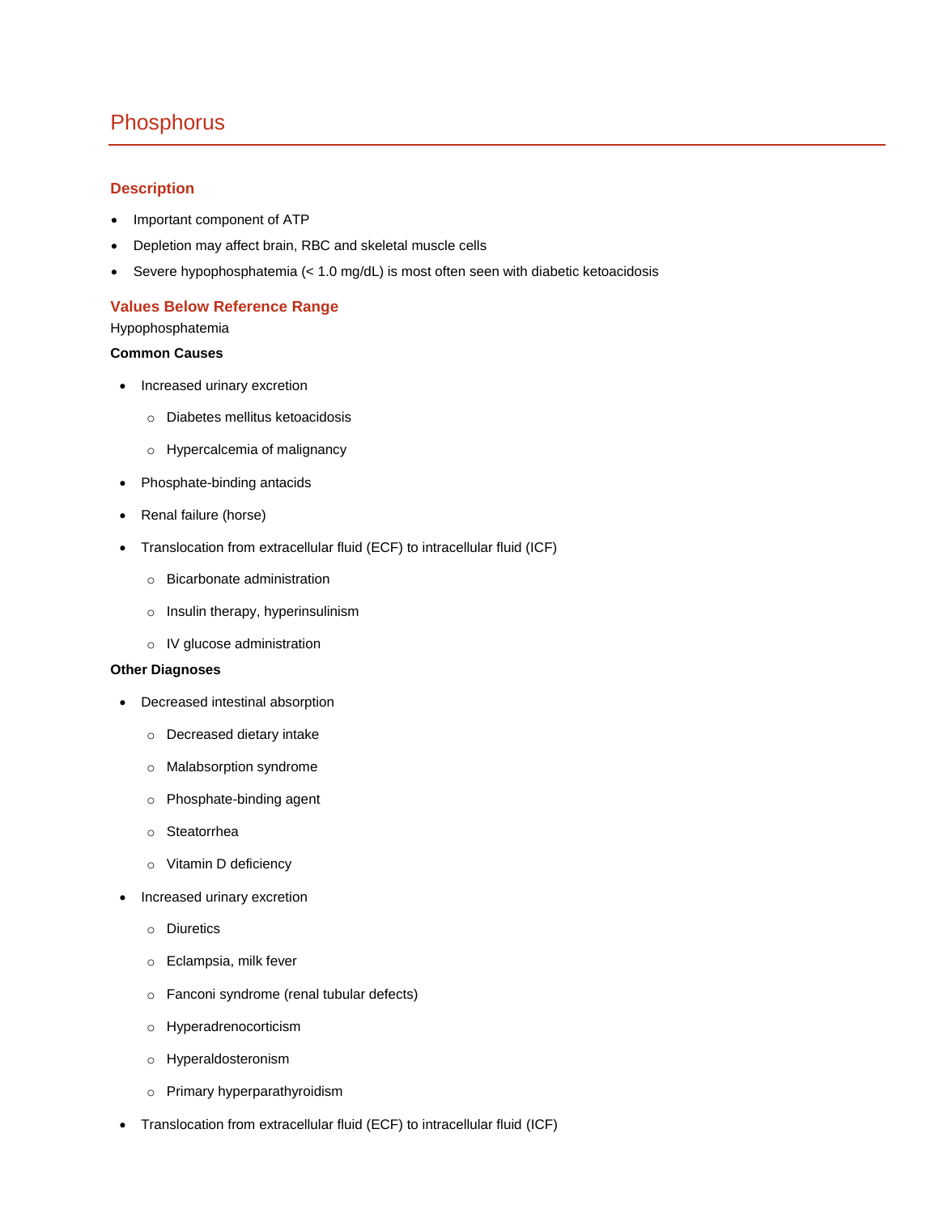# Phosphorus

## Description

- Important component of ATP
- Depletion may affect brain, RBC and skeletal muscle cells
- Severe hypophosphatemia (< 1.0 mg/dL) is most often seen with diabetic ketoacidosis

## Values Below Reference Range

Hypophosphatemia

**Common Causes**

- Increased urinary excretion
  - Diabetes mellitus ketoacidosis
  - Hypercalcemia of malignancy
- Phosphate-binding antacids
- Renal failure (horse)
- Translocation from extracellular fluid (ECF) to intracellular fluid (ICF)
  - Bicarbonate administration
  - Insulin therapy, hyperinsulinism
  - IV glucose administration

**Other Diagnoses**

- Decreased intestinal absorption
  - Decreased dietary intake
  - Malabsorption syndrome
  - Phosphate-binding agent
  - Steatorrhea
  - Vitamin D deficiency
- Increased urinary excretion
  - Diuretics
  - Eclampsia, milk fever
  - Fanconi syndrome (renal tubular defects)
  - Hyperadrenocorticism
  - Hyperaldosteronism
  - Primary hyperparathyroidism
- Translocation from extracellular fluid (ECF) to intracellular fluid (ICF)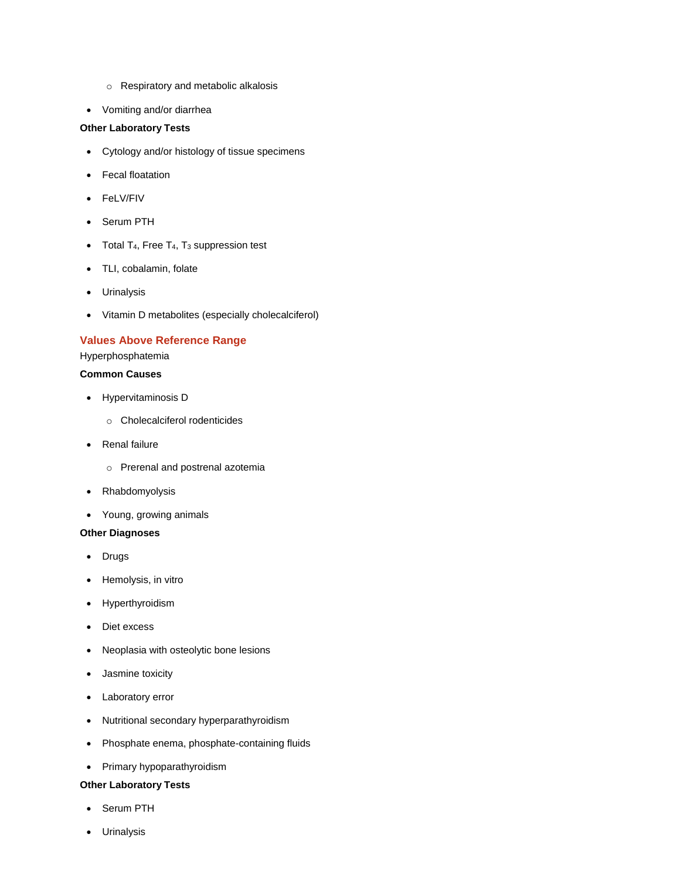- Respiratory and metabolic alkalosis
- Vomiting and/or diarrhea

**Other Laboratory Tests**

- Cytology and/or histology of tissue specimens
- Fecal floatation
- FeLV/FIV
- Serum PTH
- Total $T_4$, Free $T_4$, $T_3$ suppression test
- TLI, cobalamin, folate
- Urinalysis
- Vitamin D metabolites (especially cholecalciferol)

## Values Above Reference Range

Hyperphosphatemia

**Common Causes**

- Hypervitaminosis D
  - Cholecalciferol rodenticides
- Renal failure
  - Prerenal and postrenal azotemia
- Rhabdomyolysis
- Young, growing animals

**Other Diagnoses**

- Drugs
- Hemolysis, in vitro
- Hyperthyroidism
- Diet excess
- Neoplasia with osteolytic bone lesions
- Jasmine toxicity
- Laboratory error
- Nutritional secondary hyperparathyroidism
- Phosphate enema, phosphate-containing fluids
- Primary hypoparathyroidism

**Other Laboratory Tests**

- Serum PTH
- Urinalysis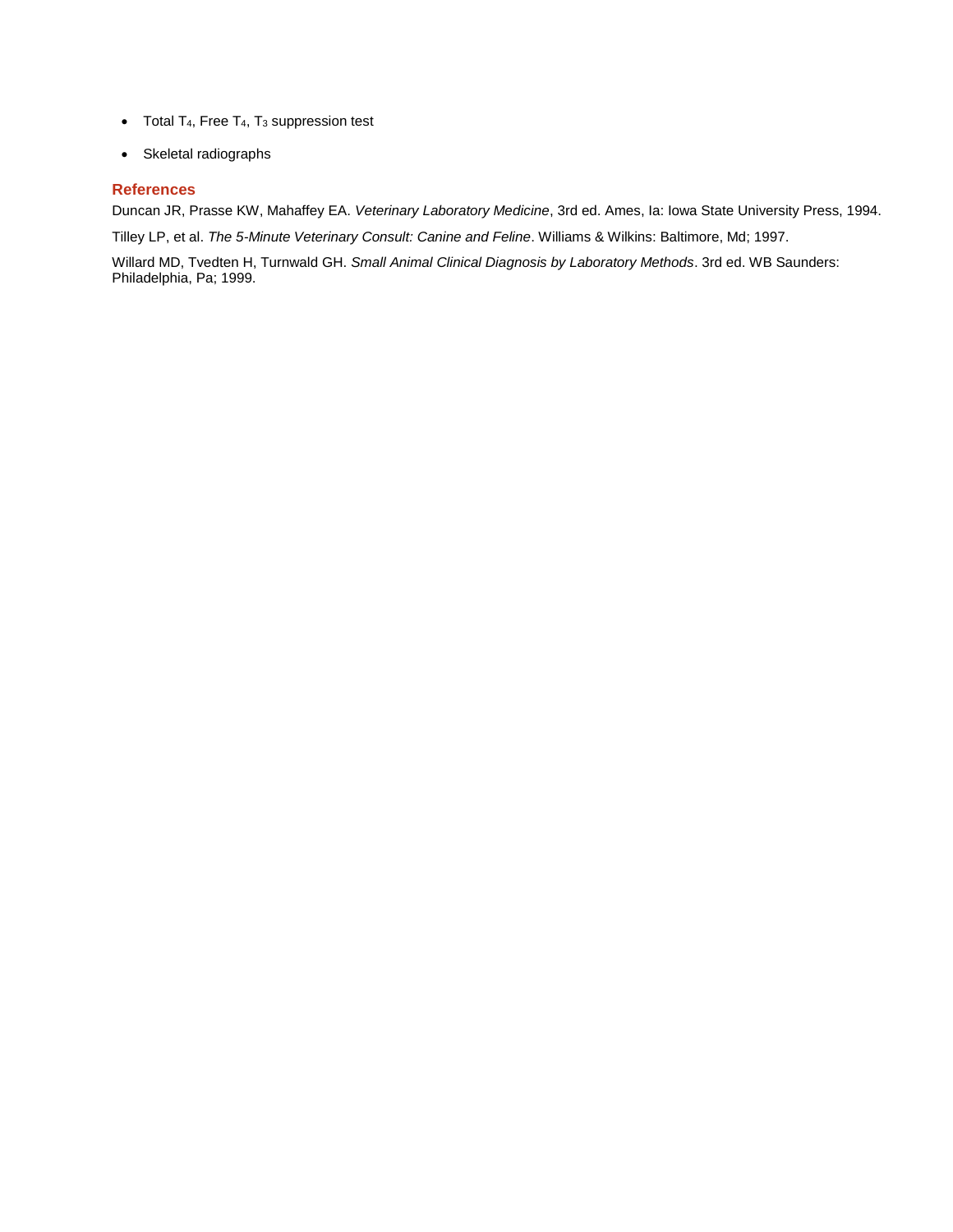- Total $T_4$, Free $T_4$, $T_3$ suppression test
- Skeletal radiographs

### References

Duncan JR, Prasse KW, Mahaffey EA. *Veterinary Laboratory Medicine*, 3rd ed. Ames, Ia: Iowa State University Press, 1994.

Tilley LP, et al. *The 5-Minute Veterinary Consult: Canine and Feline*. Williams & Wilkins: Baltimore, Md; 1997.

Willard MD, Tvedten H, Turnwald GH. *Small Animal Clinical Diagnosis by Laboratory Methods*. 3rd ed. WB Saunders: Philadelphia, Pa; 1999.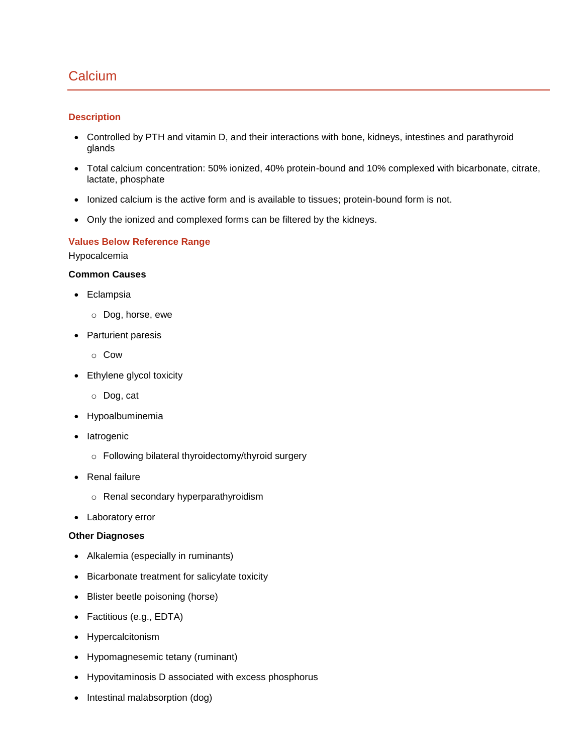# Calcium

## Description

- Controlled by PTH and vitamin D, and their interactions with bone, kidneys, intestines and parathyroid glands
- Total calcium concentration: 50% ionized, 40% protein-bound and 10% complexed with bicarbonate, citrate, lactate, phosphate
- Ionized calcium is the active form and is available to tissues; protein-bound form is not.
- Only the ionized and complexed forms can be filtered by the kidneys.

## Values Below Reference Range

Hypocalcemia

**Common Causes**

- Eclampsia
  - Dog, horse, ewe
- Parturient paresis
  - Cow
- Ethylene glycol toxicity
  - Dog, cat
- Hypoalbuminemia
- Iatrogenic
  - Following bilateral thyroidectomy/thyroid surgery
- Renal failure
  - Renal secondary hyperparathyroidism
- Laboratory error

**Other Diagnoses**

- Alkalemia (especially in ruminants)
- Bicarbonate treatment for salicylate toxicity
- Blister beetle poisoning (horse)
- Factitious (e.g., EDTA)
- Hypercalcitonism
- Hypomagnesemic tetany (ruminant)
- Hypovitaminosis D associated with excess phosphorus
- Intestinal malabsorption (dog)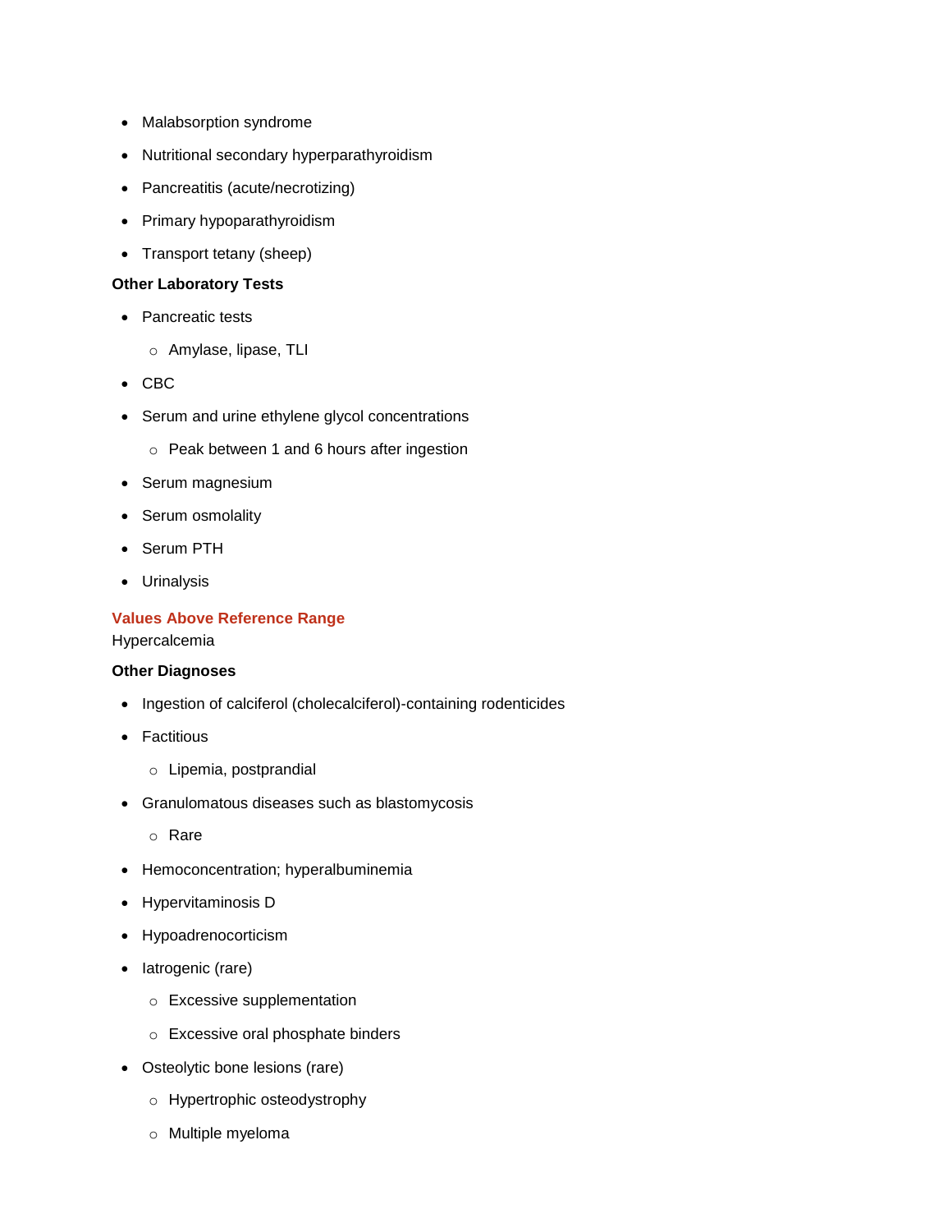- Malabsorption syndrome
- Nutritional secondary hyperparathyroidism
- Pancreatitis (acute/necrotizing)
- Primary hypoparathyroidism
- Transport tetany (sheep)

**Other Laboratory Tests**

- Pancreatic tests
  - Amylase, lipase, TLI
- CBC
- Serum and urine ethylene glycol concentrations
  - Peak between 1 and 6 hours after ingestion
- Serum magnesium
- Serum osmolality
- Serum PTH
- Urinalysis

## Values Above Reference Range

Hypercalcemia

**Other Diagnoses**

- Ingestion of calciferol (cholecalciferol)-containing rodenticides
- Factitious
  - Lipemia, postprandial
- Granulomatous diseases such as blastomycosis
  - Rare
- Hemoconcentration; hyperalbuminemia
- Hypervitaminosis D
- Hypoadrenocorticism
- Iatrogenic (rare)
  - Excessive supplementation
  - Excessive oral phosphate binders
- Osteolytic bone lesions (rare)
  - Hypertrophic osteodystrophy
  - Multiple myeloma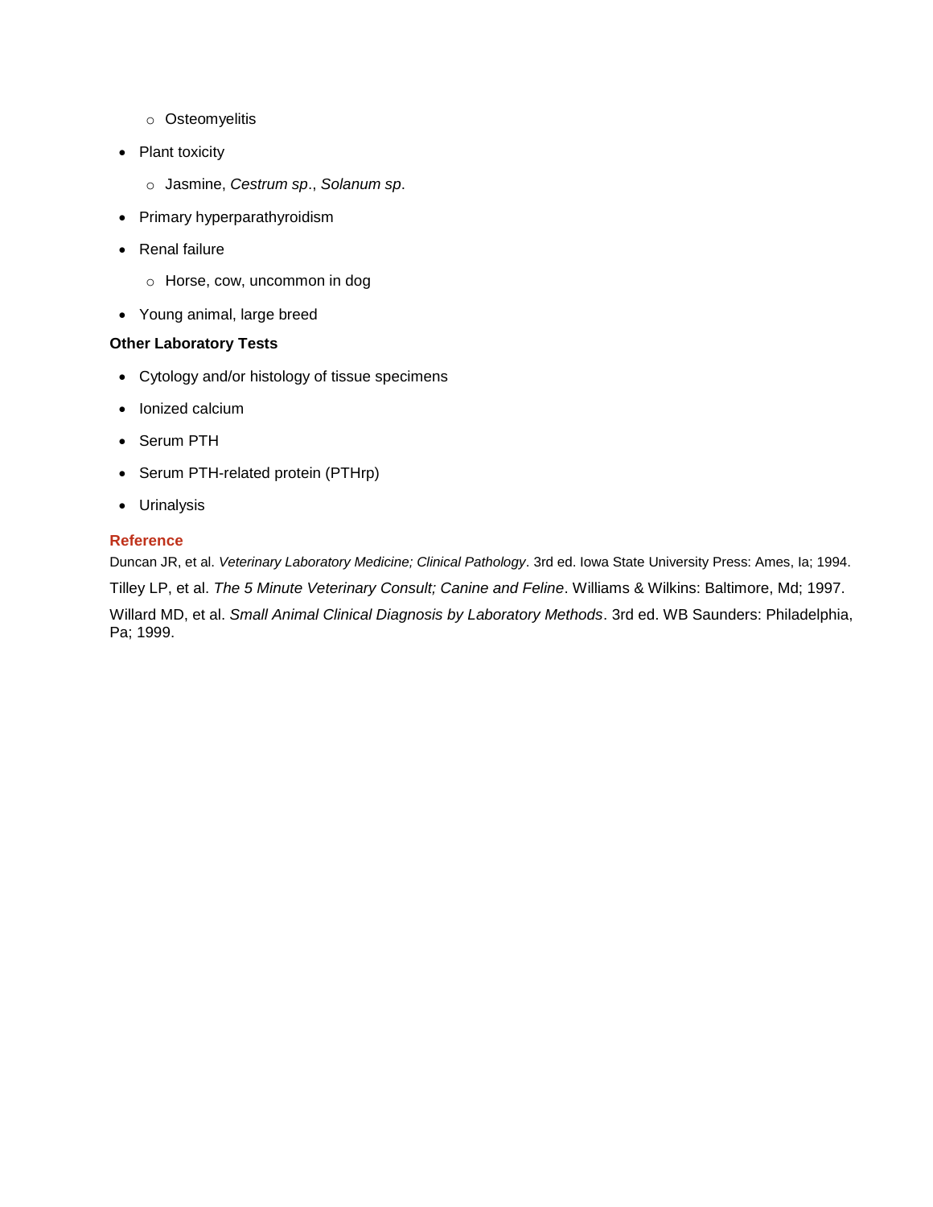- Osteomyelitis
- Plant toxicity
  - Jasmine, *Cestrum sp*., *Solanum sp*.
- Primary hyperparathyroidism
- Renal failure
  - Horse, cow, uncommon in dog
- Young animal, large breed

**Other Laboratory Tests**

- Cytology and/or histology of tissue specimens
- Ionized calcium
- Serum PTH
- Serum PTH-related protein (PTHrp)
- Urinalysis

## Reference

Duncan JR, et al. *Veterinary Laboratory Medicine; Clinical Pathology*. 3rd ed. Iowa State University Press: Ames, Ia; 1994.

Tilley LP, et al. *The 5 Minute Veterinary Consult; Canine and Feline*. Williams & Wilkins: Baltimore, Md; 1997.

Willard MD, et al. *Small Animal Clinical Diagnosis by Laboratory Methods*. 3rd ed. WB Saunders: Philadelphia, Pa; 1999.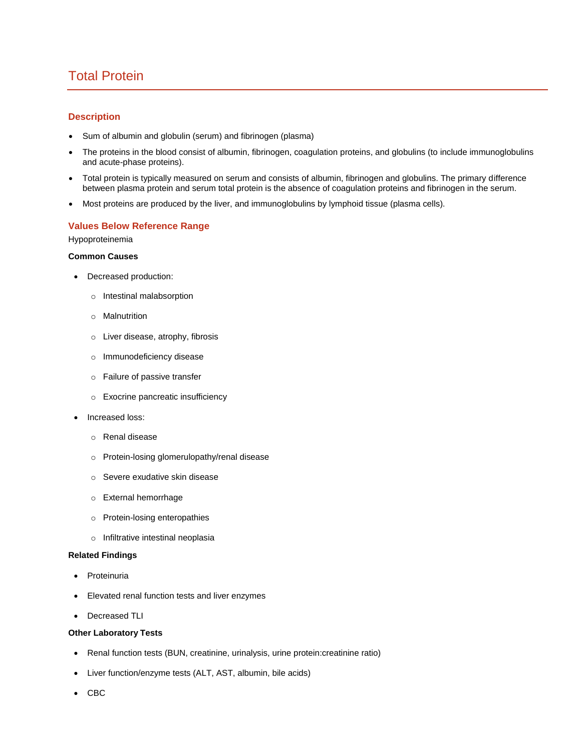# Total Protein

## Description

- Sum of albumin and globulin (serum) and fibrinogen (plasma)
- The proteins in the blood consist of albumin, fibrinogen, coagulation proteins, and globulins (to include immunoglobulins and acute-phase proteins).
- Total protein is typically measured on serum and consists of albumin, fibrinogen and globulins. The primary difference between plasma protein and serum total protein is the absence of coagulation proteins and fibrinogen in the serum.
- Most proteins are produced by the liver, and immunoglobulins by lymphoid tissue (plasma cells).

## Values Below Reference Range

Hypoproteinemia

**Common Causes**

- Decreased production:
  - Intestinal malabsorption
  - Malnutrition
  - Liver disease, atrophy, fibrosis
  - Immunodeficiency disease
  - Failure of passive transfer
  - Exocrine pancreatic insufficiency
- Increased loss:
  - Renal disease
  - Protein-losing glomerulopathy/renal disease
  - Severe exudative skin disease
  - External hemorrhage
  - Protein-losing enteropathies
  - Infiltrative intestinal neoplasia

**Related Findings**

- Proteinuria
- Elevated renal function tests and liver enzymes
- Decreased TLI

**Other Laboratory Tests**

- Renal function tests (BUN, creatinine, urinalysis, urine protein:creatinine ratio)
- Liver function/enzyme tests (ALT, AST, albumin, bile acids)
- CBC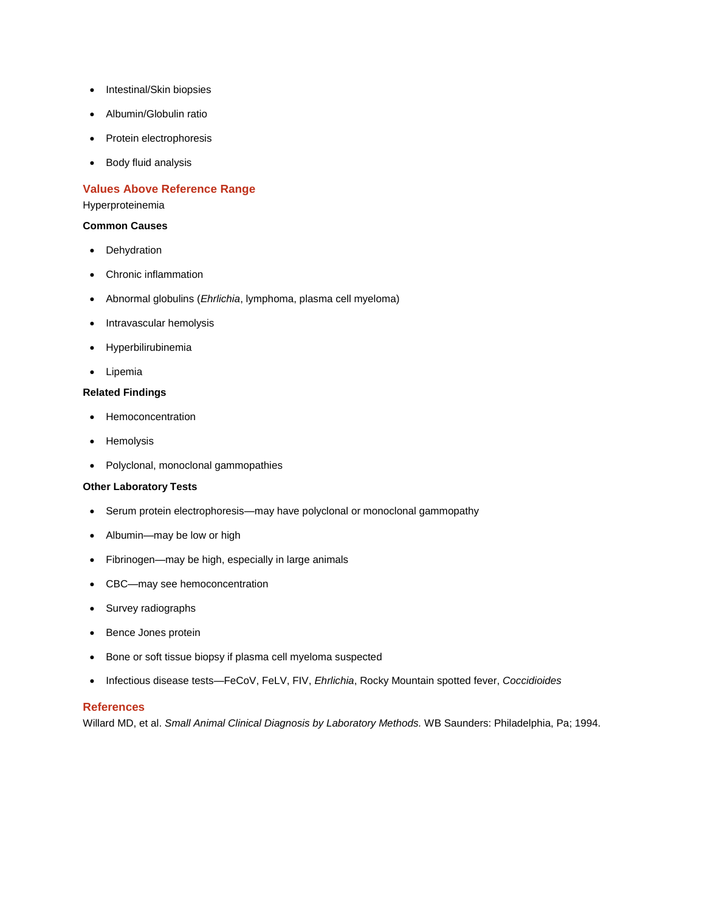- Intestinal/Skin biopsies
- Albumin/Globulin ratio
- Protein electrophoresis
- Body fluid analysis

## Values Above Reference Range

Hyperproteinemia

**Common Causes**

- Dehydration
- Chronic inflammation
- Abnormal globulins (*Ehrlichia*, lymphoma, plasma cell myeloma)
- Intravascular hemolysis
- Hyperbilirubinemia
- Lipemia

**Related Findings**

- Hemoconcentration
- Hemolysis
- Polyclonal, monoclonal gammopathies

**Other Laboratory Tests**

- Serum protein electrophoresis—may have polyclonal or monoclonal gammopathy
- Albumin—may be low or high
- Fibrinogen—may be high, especially in large animals
- CBC—may see hemoconcentration
- Survey radiographs
- Bence Jones protein
- Bone or soft tissue biopsy if plasma cell myeloma suspected
- Infectious disease tests—FeCoV, FeLV, FIV, *Ehrlichia*, Rocky Mountain spotted fever, *Coccidioides*

## References

Willard MD, et al. *Small Animal Clinical Diagnosis by Laboratory Methods.* WB Saunders: Philadelphia, Pa; 1994.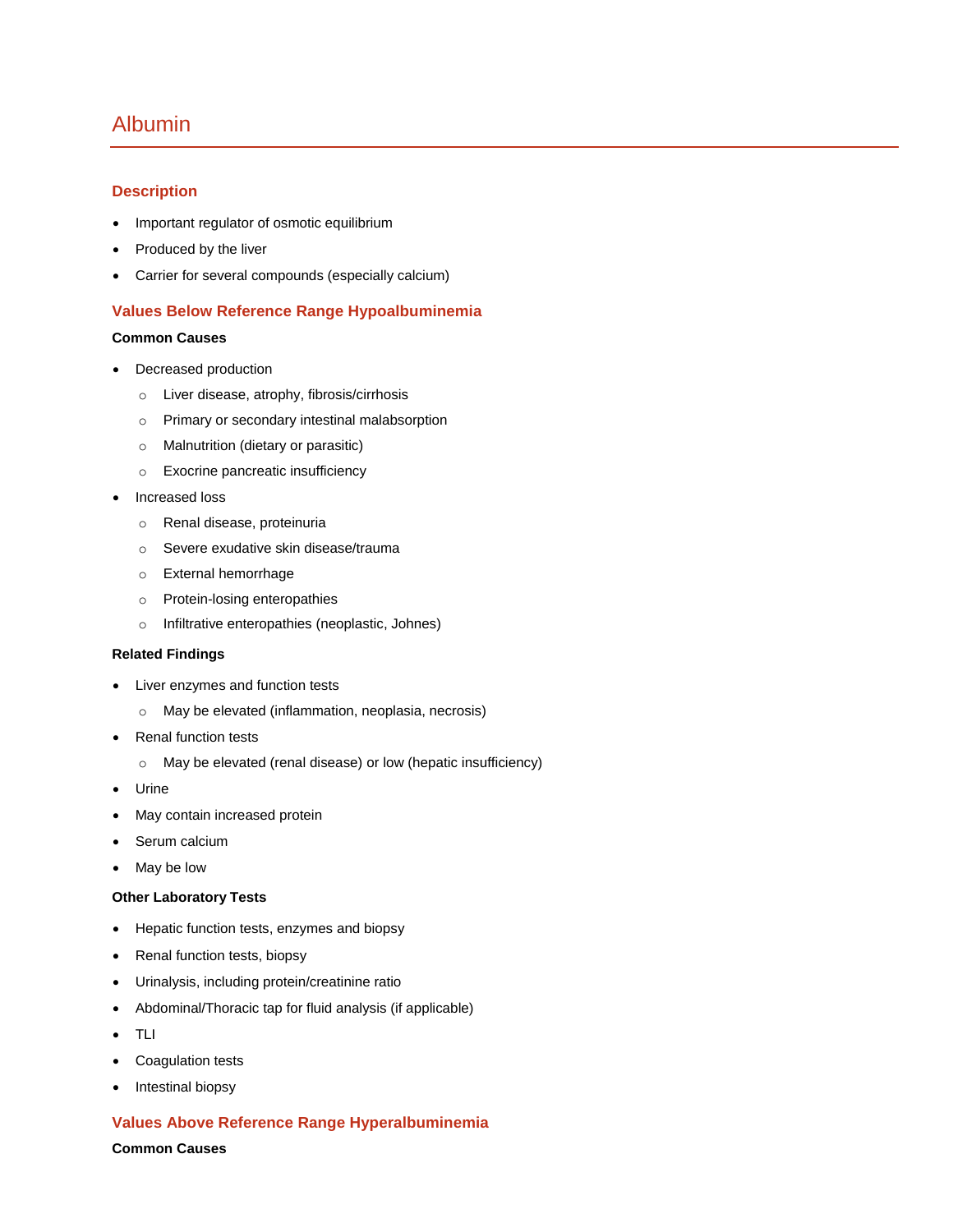# Albumin

## Description

- Important regulator of osmotic equilibrium
- Produced by the liver
- Carrier for several compounds (especially calcium)

## Values Below Reference Range Hypoalbuminemia

**Common Causes**

- Decreased production
  - Liver disease, atrophy, fibrosis/cirrhosis
  - Primary or secondary intestinal malabsorption
  - Malnutrition (dietary or parasitic)
  - Exocrine pancreatic insufficiency
- Increased loss
  - Renal disease, proteinuria
  - Severe exudative skin disease/trauma
  - External hemorrhage
  - Protein-losing enteropathies
  - Infiltrative enteropathies (neoplastic, Johnes)

**Related Findings**

- Liver enzymes and function tests
  - May be elevated (inflammation, neoplasia, necrosis)
- Renal function tests
  - May be elevated (renal disease) or low (hepatic insufficiency)
- Urine
- May contain increased protein
- Serum calcium
- May be low

**Other Laboratory Tests**

- Hepatic function tests, enzymes and biopsy
- Renal function tests, biopsy
- Urinalysis, including protein/creatinine ratio
- Abdominal/Thoracic tap for fluid analysis (if applicable)
- TLI
- Coagulation tests
- Intestinal biopsy

## Values Above Reference Range Hyperalbuminemia

**Common Causes**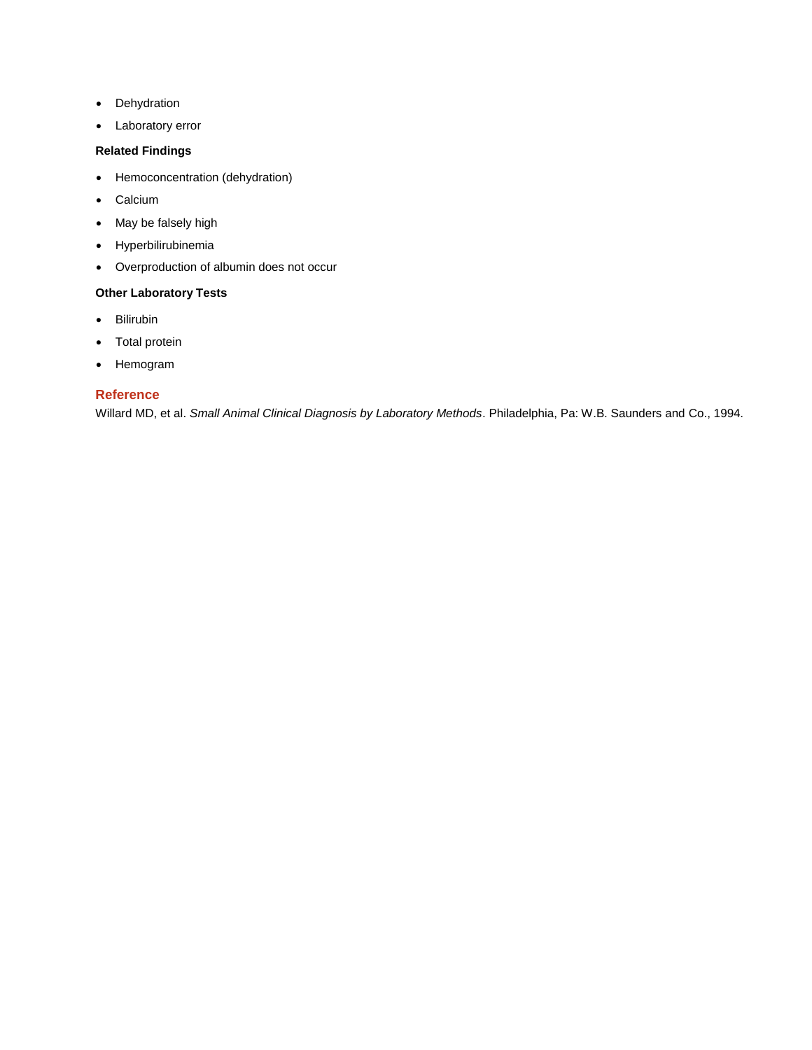- Dehydration
- Laboratory error

**Related Findings**

- Hemoconcentration (dehydration)
- Calcium
- May be falsely high
- Hyperbilirubinemia
- Overproduction of albumin does not occur

**Other Laboratory Tests**

- Bilirubin
- Total protein
- Hemogram

## Reference

Willard MD, et al. *Small Animal Clinical Diagnosis by Laboratory Methods*. Philadelphia, Pa: W.B. Saunders and Co., 1994.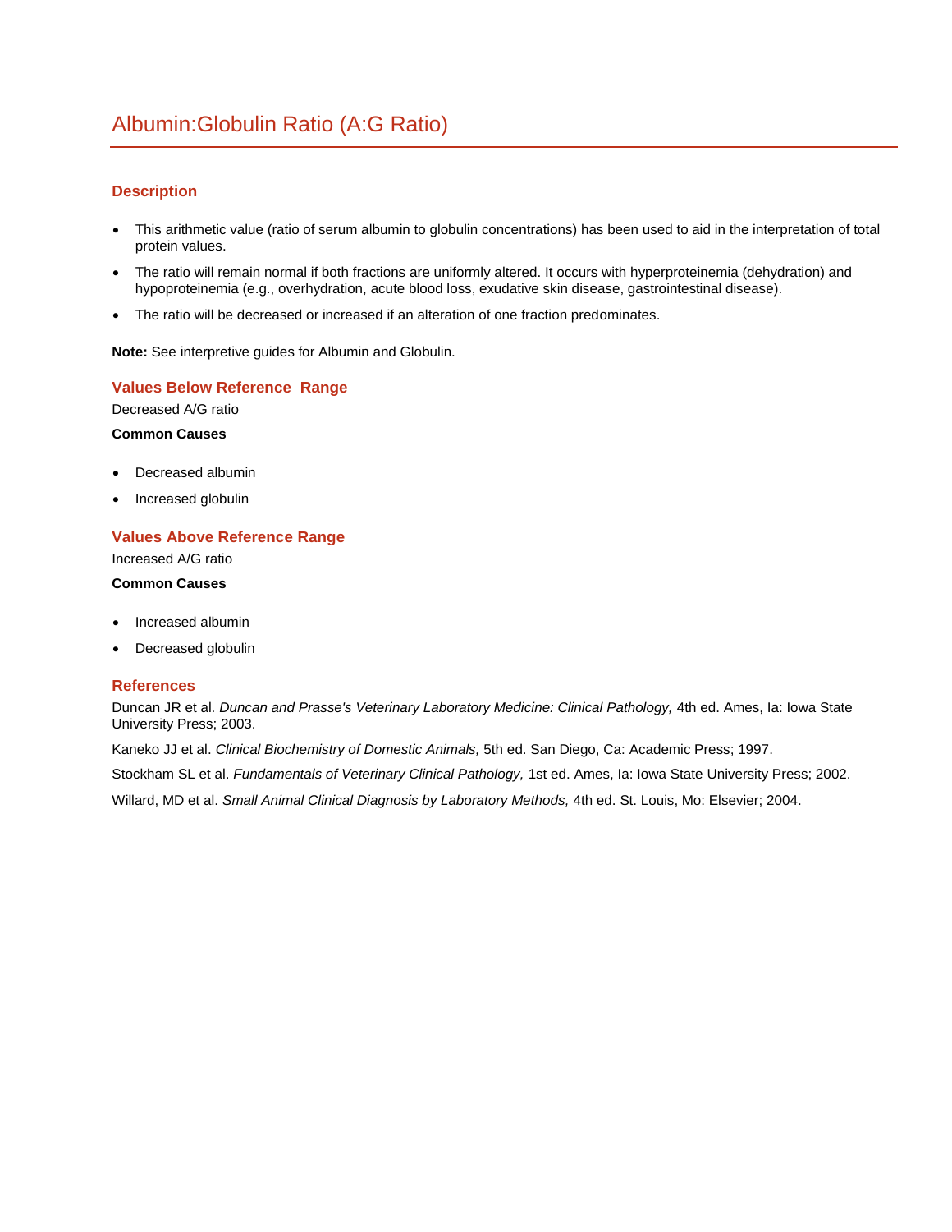# Albumin:Globulin Ratio (A:G Ratio)

## Description

- This arithmetic value (ratio of serum albumin to globulin concentrations) has been used to aid in the interpretation of total protein values.
- The ratio will remain normal if both fractions are uniformly altered. It occurs with hyperproteinemia (dehydration) and hypoproteinemia (e.g., overhydration, acute blood loss, exudative skin disease, gastrointestinal disease).
- The ratio will be decreased or increased if an alteration of one fraction predominates.

**Note:** See interpretive guides for Albumin and Globulin.

## Values Below Reference Range

Decreased A/G ratio

**Common Causes**

- Decreased albumin
- Increased globulin

## Values Above Reference Range

Increased A/G ratio

**Common Causes**

- Increased albumin
- Decreased globulin

## References

Duncan JR et al. *Duncan and Prasse's Veterinary Laboratory Medicine: Clinical Pathology,* 4th ed. Ames, Ia: Iowa State University Press; 2003.

Kaneko JJ et al. *Clinical Biochemistry of Domestic Animals,* 5th ed. San Diego, Ca: Academic Press; 1997.

Stockham SL et al. *Fundamentals of Veterinary Clinical Pathology,* 1st ed. Ames, Ia: Iowa State University Press; 2002.

Willard, MD et al. *Small Animal Clinical Diagnosis by Laboratory Methods,* 4th ed. St. Louis, Mo: Elsevier; 2004.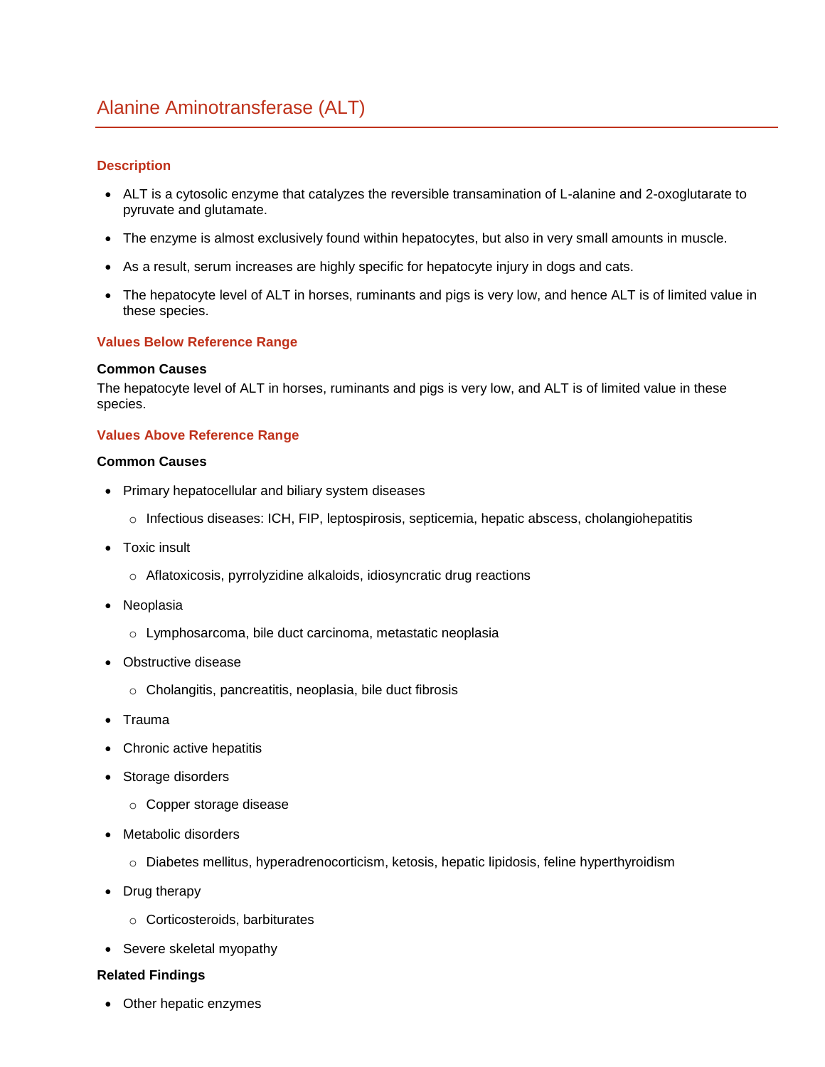# Alanine Aminotransferase (ALT)

### Description

- ALT is a cytosolic enzyme that catalyzes the reversible transamination of L-alanine and 2-oxoglutarate to pyruvate and glutamate.
- The enzyme is almost exclusively found within hepatocytes, but also in very small amounts in muscle.
- As a result, serum increases are highly specific for hepatocyte injury in dogs and cats.
- The hepatocyte level of ALT in horses, ruminants and pigs is very low, and hence ALT is of limited value in these species.

### Values Below Reference Range

**Common Causes**

The hepatocyte level of ALT in horses, ruminants and pigs is very low, and ALT is of limited value in these species.

### Values Above Reference Range

**Common Causes**

- Primary hepatocellular and biliary system diseases
  - Infectious diseases: ICH, FIP, leptospirosis, septicemia, hepatic abscess, cholangiohepatitis
- Toxic insult
  - Aflatoxicosis, pyrrolyzidine alkaloids, idiosyncratic drug reactions
- Neoplasia
  - Lymphosarcoma, bile duct carcinoma, metastatic neoplasia
- Obstructive disease
  - Cholangitis, pancreatitis, neoplasia, bile duct fibrosis
- Trauma
- Chronic active hepatitis
- Storage disorders
  - Copper storage disease
- Metabolic disorders
  - Diabetes mellitus, hyperadrenocorticism, ketosis, hepatic lipidosis, feline hyperthyroidism
- Drug therapy
  - Corticosteroids, barbiturates
- Severe skeletal myopathy

**Related Findings**

- Other hepatic enzymes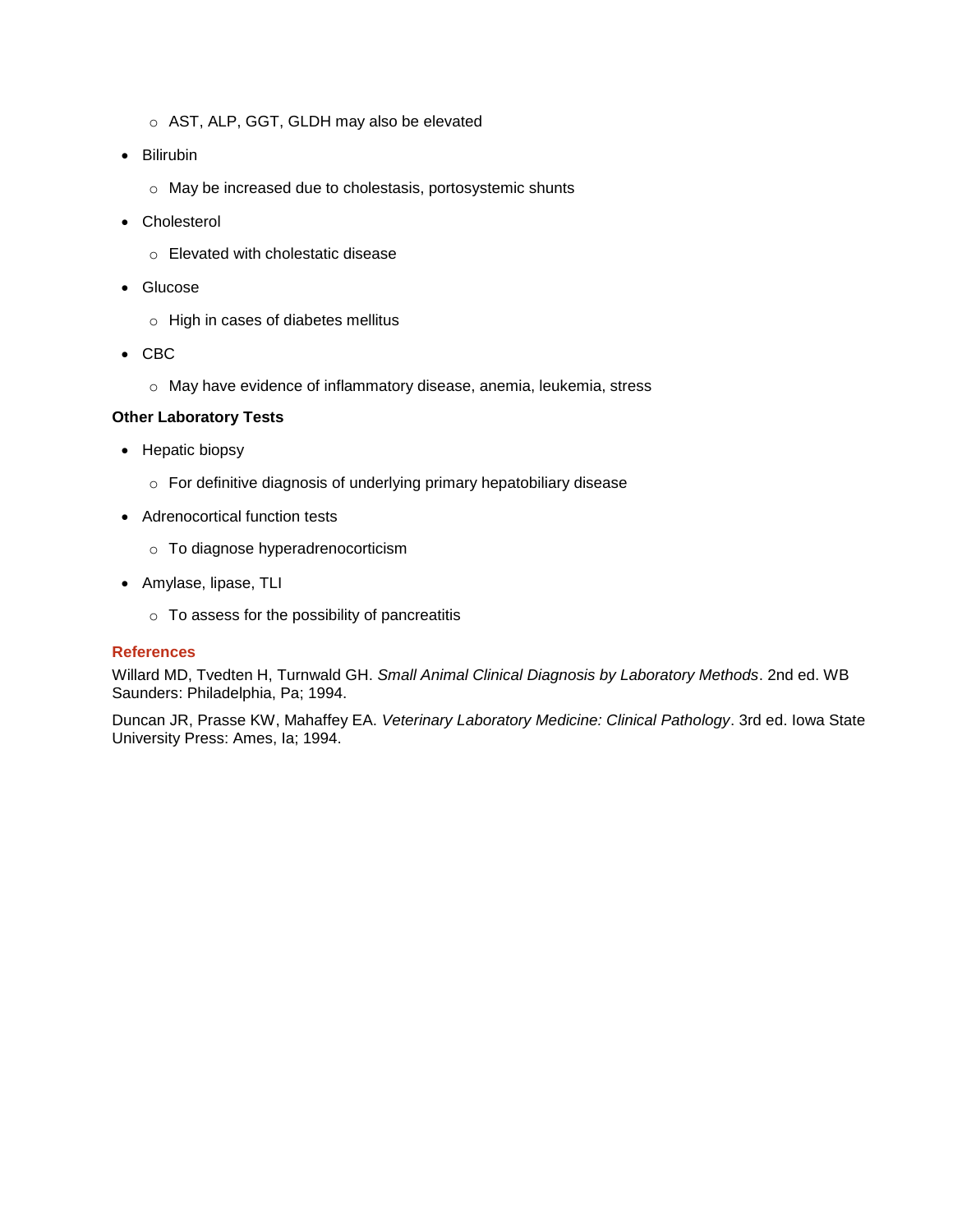- AST, ALP, GGT, GLDH may also be elevated
- Bilirubin
    - May be increased due to cholestasis, portosystemic shunts
- Cholesterol
    - Elevated with cholestatic disease
- Glucose
    - High in cases of diabetes mellitus
- CBC
    - May have evidence of inflammatory disease, anemia, leukemia, stress

**Other Laboratory Tests**

- Hepatic biopsy
    - For definitive diagnosis of underlying primary hepatobiliary disease
- Adrenocortical function tests
    - To diagnose hyperadrenocorticism
- Amylase, lipase, TLI
    - To assess for the possibility of pancreatitis

**References**

Willard MD, Tvedten H, Turnwald GH. *Small Animal Clinical Diagnosis by Laboratory Methods*. 2nd ed. WB Saunders: Philadelphia, Pa; 1994.

Duncan JR, Prasse KW, Mahaffey EA. *Veterinary Laboratory Medicine: Clinical Pathology*. 3rd ed. Iowa State University Press: Ames, Ia; 1994.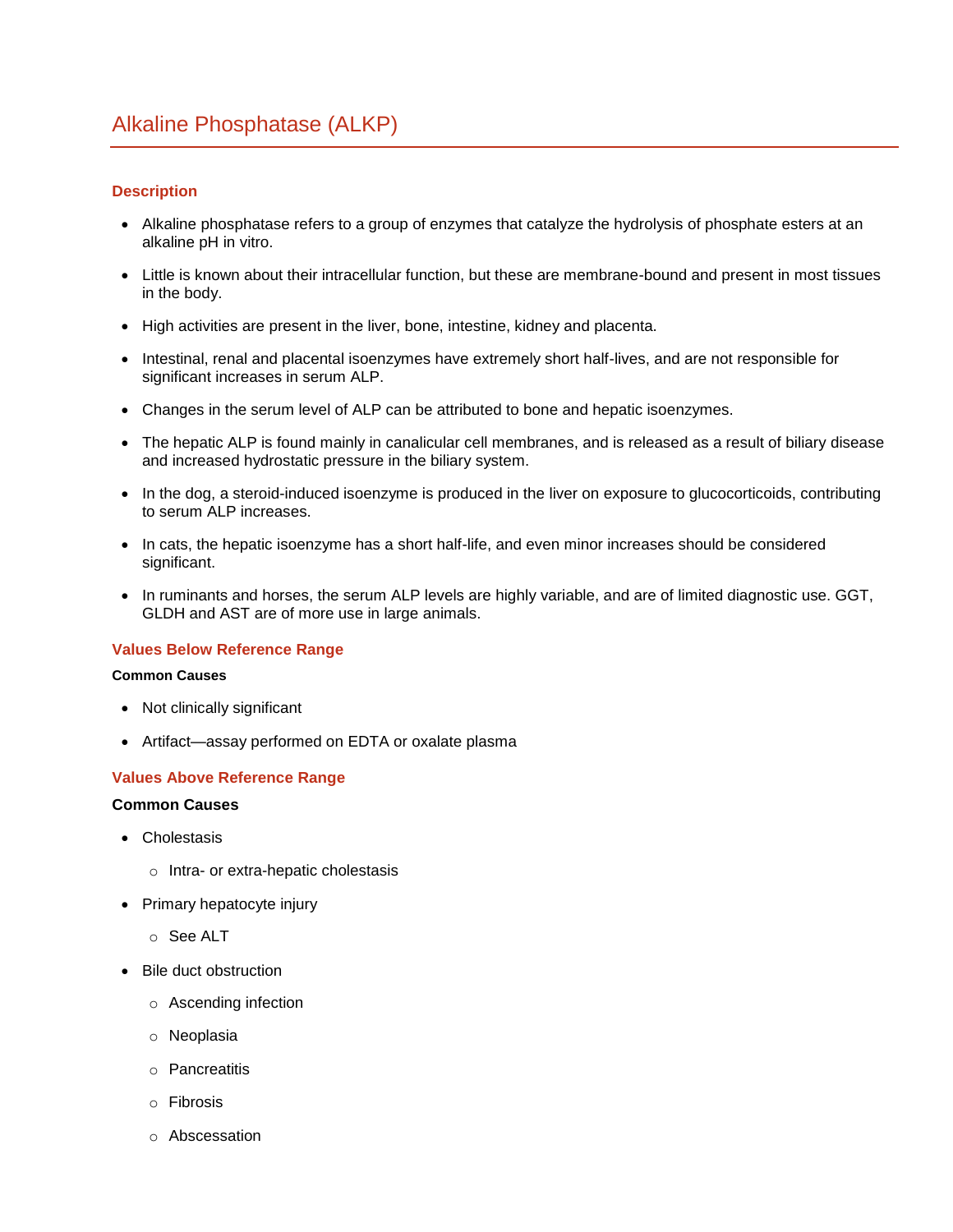# Alkaline Phosphatase (ALKP)

## Description

- Alkaline phosphatase refers to a group of enzymes that catalyze the hydrolysis of phosphate esters at an alkaline pH in vitro.
- Little is known about their intracellular function, but these are membrane-bound and present in most tissues in the body.
- High activities are present in the liver, bone, intestine, kidney and placenta.
- Intestinal, renal and placental isoenzymes have extremely short half-lives, and are not responsible for significant increases in serum ALP.
- Changes in the serum level of ALP can be attributed to bone and hepatic isoenzymes.
- The hepatic ALP is found mainly in canalicular cell membranes, and is released as a result of biliary disease and increased hydrostatic pressure in the biliary system.
- In the dog, a steroid-induced isoenzyme is produced in the liver on exposure to glucocorticoids, contributing to serum ALP increases.
- In cats, the hepatic isoenzyme has a short half-life, and even minor increases should be considered significant.
- In ruminants and horses, the serum ALP levels are highly variable, and are of limited diagnostic use. GGT, GLDH and AST are of more use in large animals.

## Values Below Reference Range

**Common Causes**

- Not clinically significant
- Artifact—assay performed on EDTA or oxalate plasma

## Values Above Reference Range

**Common Causes**

- Cholestasis
  - Intra- or extra-hepatic cholestasis
- Primary hepatocyte injury
  - See ALT
- Bile duct obstruction
  - Ascending infection
  - Neoplasia
  - Pancreatitis
  - Fibrosis
  - Abscessation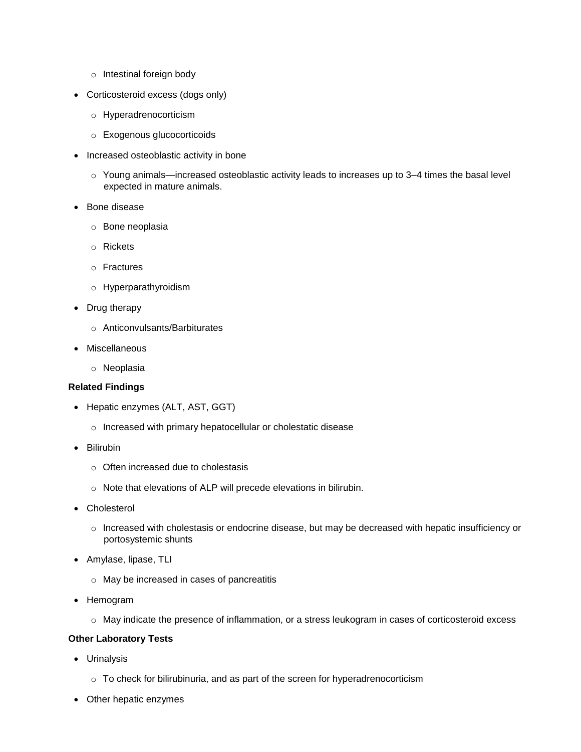- Intestinal foreign body
- Corticosteroid excess (dogs only)
  - Hyperadrenocorticism
  - Exogenous glucocorticoids
- Increased osteoblastic activity in bone
  - Young animals—increased osteoblastic activity leads to increases up to 3–4 times the basal level expected in mature animals.
- Bone disease
  - Bone neoplasia
  - Rickets
  - Fractures
  - Hyperparathyroidism
- Drug therapy
  - Anticonvulsants/Barbiturates
- Miscellaneous
  - Neoplasia

**Related Findings**

- Hepatic enzymes (ALT, AST, GGT)
  - Increased with primary hepatocellular or cholestatic disease
- Bilirubin
  - Often increased due to cholestasis
  - Note that elevations of ALP will precede elevations in bilirubin.
- Cholesterol
  - Increased with cholestasis or endocrine disease, but may be decreased with hepatic insufficiency or portosystemic shunts
- Amylase, lipase, TLI
  - May be increased in cases of pancreatitis
- Hemogram
  - May indicate the presence of inflammation, or a stress leukogram in cases of corticosteroid excess

**Other Laboratory Tests**

- Urinalysis
  - To check for bilirubinuria, and as part of the screen for hyperadrenocorticism
- Other hepatic enzymes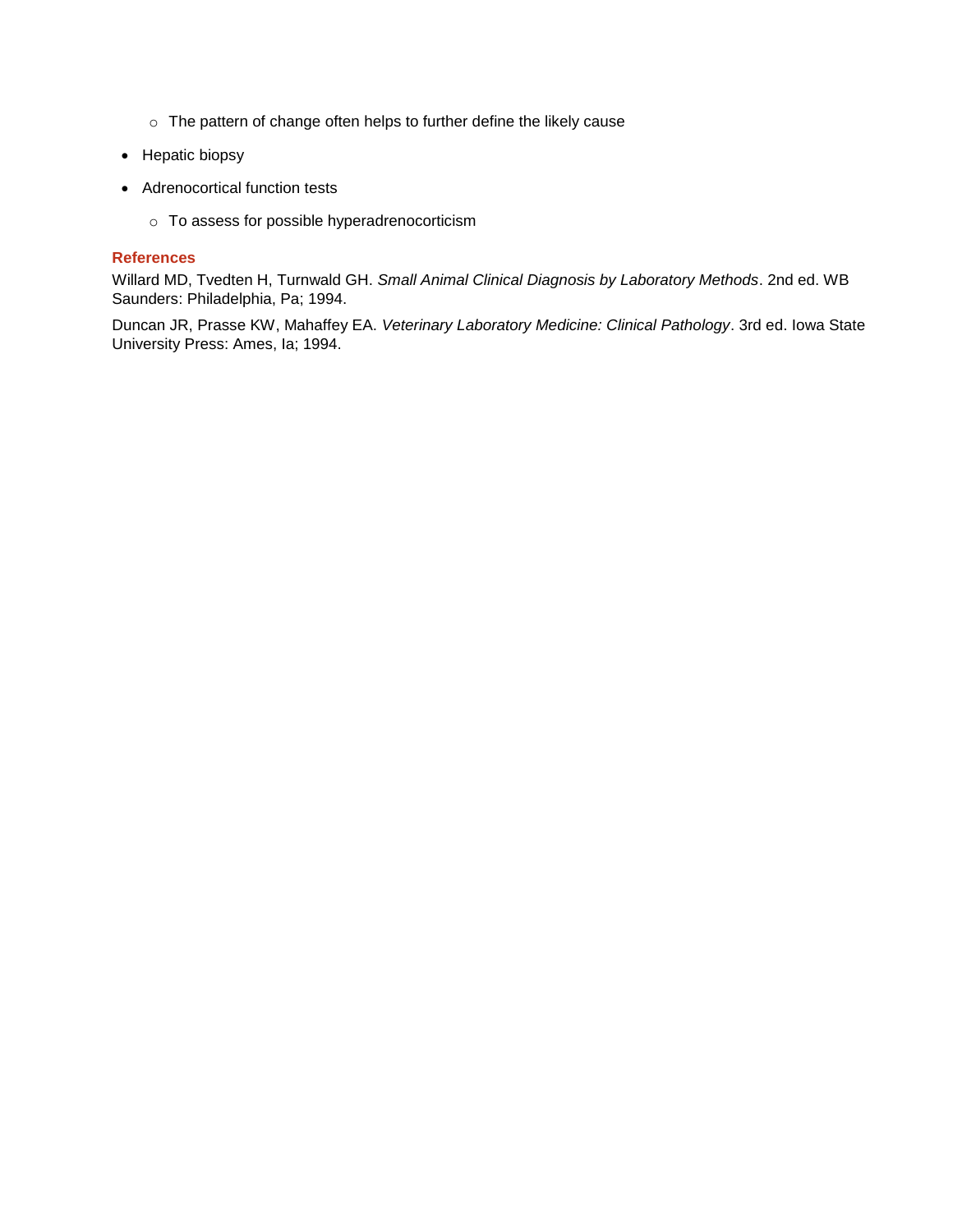- The pattern of change often helps to further define the likely cause
- Hepatic biopsy
- Adrenocortical function tests
    - To assess for possible hyperadrenocorticism

### References

Willard MD, Tvedten H, Turnwald GH. *Small Animal Clinical Diagnosis by Laboratory Methods*. 2nd ed. WB Saunders: Philadelphia, Pa; 1994.

Duncan JR, Prasse KW, Mahaffey EA. *Veterinary Laboratory Medicine: Clinical Pathology*. 3rd ed. Iowa State University Press: Ames, Ia; 1994.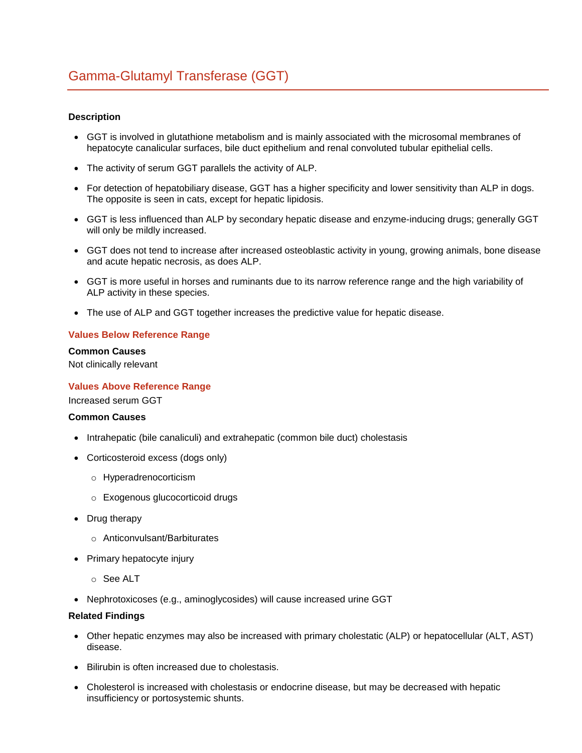# Gamma-Glutamyl Transferase (GGT)

**Description**

- GGT is involved in glutathione metabolism and is mainly associated with the microsomal membranes of hepatocyte canalicular surfaces, bile duct epithelium and renal convoluted tubular epithelial cells.
- The activity of serum GGT parallels the activity of ALP.
- For detection of hepatobiliary disease, GGT has a higher specificity and lower sensitivity than ALP in dogs. The opposite is seen in cats, except for hepatic lipidosis.
- GGT is less influenced than ALP by secondary hepatic disease and enzyme-inducing drugs; generally GGT will only be mildly increased.
- GGT does not tend to increase after increased osteoblastic activity in young, growing animals, bone disease and acute hepatic necrosis, as does ALP.
- GGT is more useful in horses and ruminants due to its narrow reference range and the high variability of ALP activity in these species.
- The use of ALP and GGT together increases the predictive value for hepatic disease.

## Values Below Reference Range

**Common Causes**

Not clinically relevant

## Values Above Reference Range

Increased serum GGT

**Common Causes**

- Intrahepatic (bile canaliculi) and extrahepatic (common bile duct) cholestasis
- Corticosteroid excess (dogs only)
  - Hyperadrenocorticism
  - Exogenous glucocorticoid drugs
- Drug therapy
  - Anticonvulsant/Barbiturates
- Primary hepatocyte injury
  - See ALT
- Nephrotoxicoses (e.g., aminoglycosides) will cause increased urine GGT

**Related Findings**

- Other hepatic enzymes may also be increased with primary cholestatic (ALP) or hepatocellular (ALT, AST) disease.
- Bilirubin is often increased due to cholestasis.
- Cholesterol is increased with cholestasis or endocrine disease, but may be decreased with hepatic insufficiency or portosystemic shunts.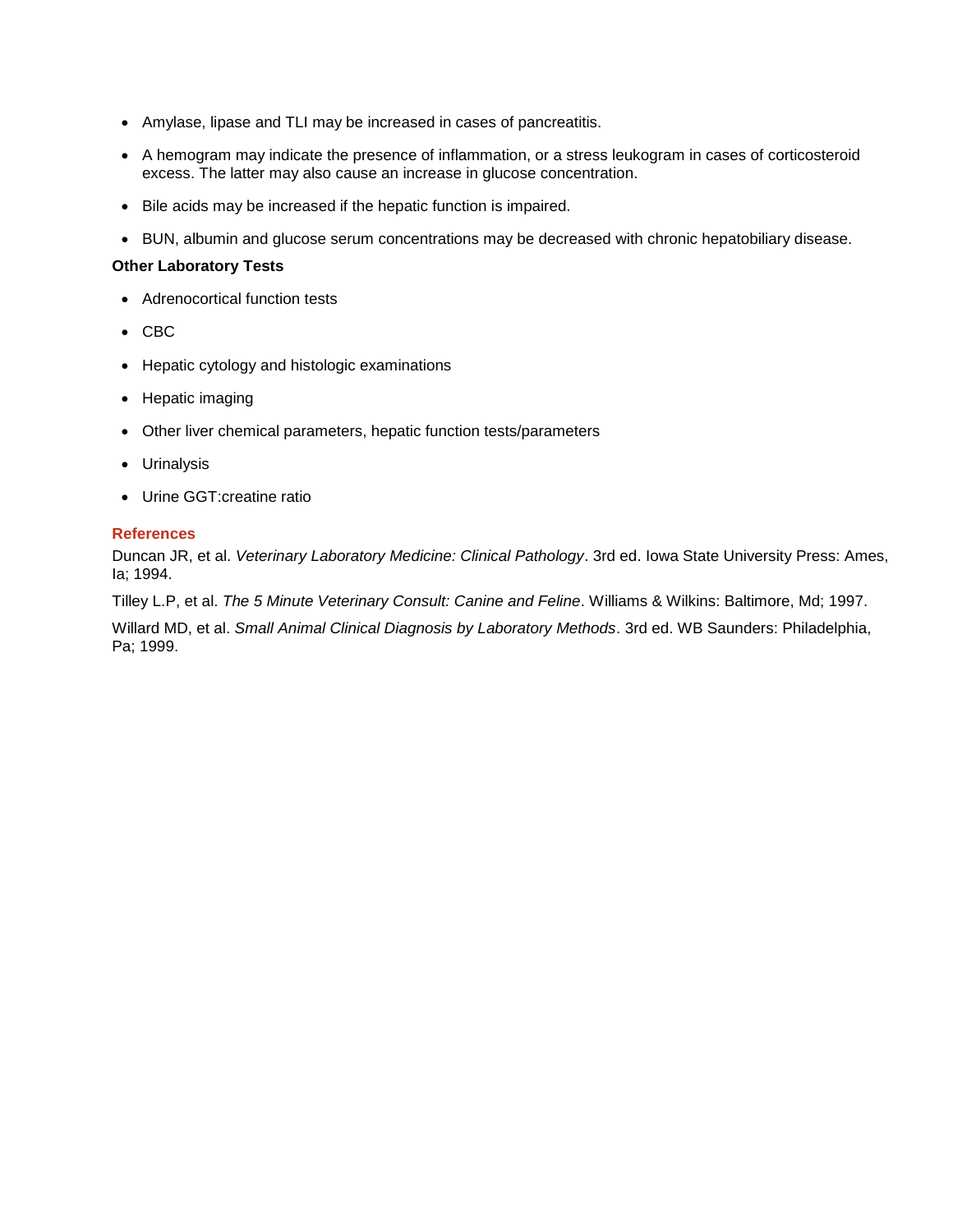- Amylase, lipase and TLI may be increased in cases of pancreatitis.
- A hemogram may indicate the presence of inflammation, or a stress leukogram in cases of corticosteroid excess. The latter may also cause an increase in glucose concentration.
- Bile acids may be increased if the hepatic function is impaired.
- BUN, albumin and glucose serum concentrations may be decreased with chronic hepatobiliary disease.

**Other Laboratory Tests**

- Adrenocortical function tests
- CBC
- Hepatic cytology and histologic examinations
- Hepatic imaging
- Other liver chemical parameters, hepatic function tests/parameters
- Urinalysis
- Urine GGT:creatine ratio

## References

Duncan JR, et al. *Veterinary Laboratory Medicine: Clinical Pathology*. 3rd ed. Iowa State University Press: Ames, Ia; 1994.

Tilley L.P, et al. *The 5 Minute Veterinary Consult: Canine and Feline*. Williams & Wilkins: Baltimore, Md; 1997.

Willard MD, et al. *Small Animal Clinical Diagnosis by Laboratory Methods*. 3rd ed. WB Saunders: Philadelphia, Pa; 1999.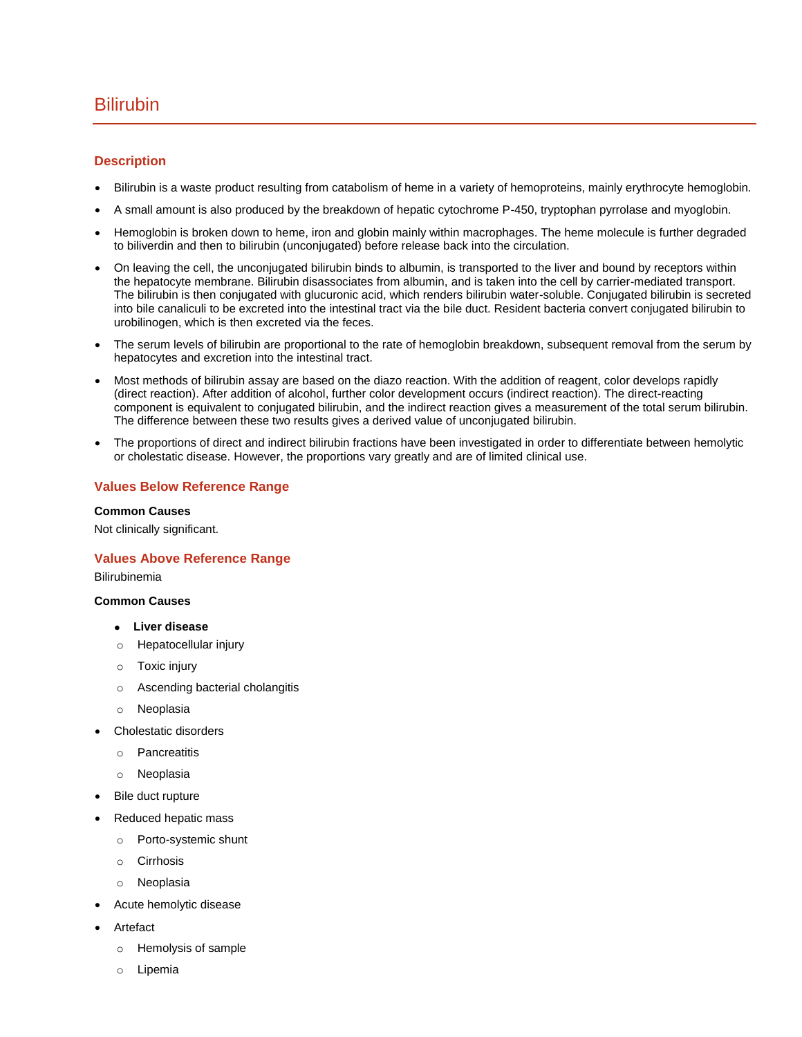# Bilirubin

## Description

- Bilirubin is a waste product resulting from catabolism of heme in a variety of hemoproteins, mainly erythrocyte hemoglobin.
- A small amount is also produced by the breakdown of hepatic cytochrome P-450, tryptophan pyrrolase and myoglobin.
- Hemoglobin is broken down to heme, iron and globin mainly within macrophages. The heme molecule is further degraded to biliverdin and then to bilirubin (unconjugated) before release back into the circulation.
- On leaving the cell, the unconjugated bilirubin binds to albumin, is transported to the liver and bound by receptors within the hepatocyte membrane. Bilirubin disassociates from albumin, and is taken into the cell by carrier-mediated transport. The bilirubin is then conjugated with glucuronic acid, which renders bilirubin water-soluble. Conjugated bilirubin is secreted into bile canaliculi to be excreted into the intestinal tract via the bile duct. Resident bacteria convert conjugated bilirubin to urobilinogen, which is then excreted via the feces.
- The serum levels of bilirubin are proportional to the rate of hemoglobin breakdown, subsequent removal from the serum by hepatocytes and excretion into the intestinal tract.
- Most methods of bilirubin assay are based on the diazo reaction. With the addition of reagent, color develops rapidly (direct reaction). After addition of alcohol, further color development occurs (indirect reaction). The direct-reacting component is equivalent to conjugated bilirubin, and the indirect reaction gives a measurement of the total serum bilirubin. The difference between these two results gives a derived value of unconjugated bilirubin.
- The proportions of direct and indirect bilirubin fractions have been investigated in order to differentiate between hemolytic or cholestatic disease. However, the proportions vary greatly and are of limited clinical use.

## Values Below Reference Range

**Common Causes**

Not clinically significant.

## Values Above Reference Range

Bilirubinemia

**Common Causes**

- **Liver disease**
  - Hepatocellular injury
  - Toxic injury
  - Ascending bacterial cholangitis
  - Neoplasia
- Cholestatic disorders
  - Pancreatitis
  - Neoplasia
- Bile duct rupture
- Reduced hepatic mass
  - Porto-systemic shunt
  - Cirrhosis
  - Neoplasia
- Acute hemolytic disease
- Artefact
  - Hemolysis of sample
  - Lipemia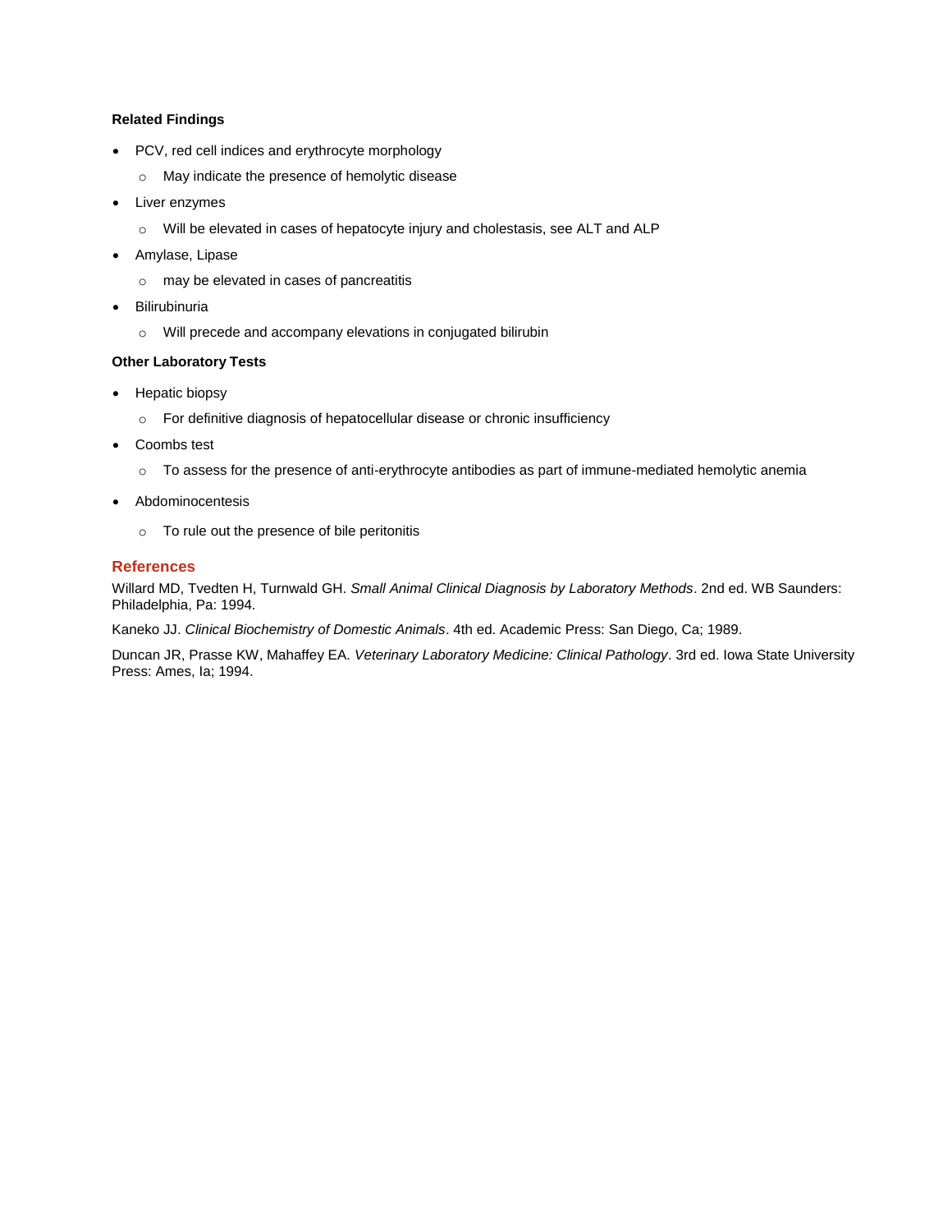**Related Findings**

- PCV, red cell indices and erythrocyte morphology
  - May indicate the presence of hemolytic disease
- Liver enzymes
  - Will be elevated in cases of hepatocyte injury and cholestasis, see ALT and ALP
- Amylase, Lipase
  - may be elevated in cases of pancreatitis
- Bilirubinuria
  - Will precede and accompany elevations in conjugated bilirubin

**Other Laboratory Tests**

- Hepatic biopsy
  - For definitive diagnosis of hepatocellular disease or chronic insufficiency
- Coombs test
  - To assess for the presence of anti-erythrocyte antibodies as part of immune-mediated hemolytic anemia
- Abdominocentesis
  - To rule out the presence of bile peritonitis

## References

Willard MD, Tvedten H, Turnwald GH. *Small Animal Clinical Diagnosis by Laboratory Methods*. 2nd ed. WB Saunders: Philadelphia, Pa: 1994.

Kaneko JJ. *Clinical Biochemistry of Domestic Animals*. 4th ed. Academic Press: San Diego, Ca; 1989.

Duncan JR, Prasse KW, Mahaffey EA. *Veterinary Laboratory Medicine: Clinical Pathology*. 3rd ed. Iowa State University Press: Ames, Ia; 1994.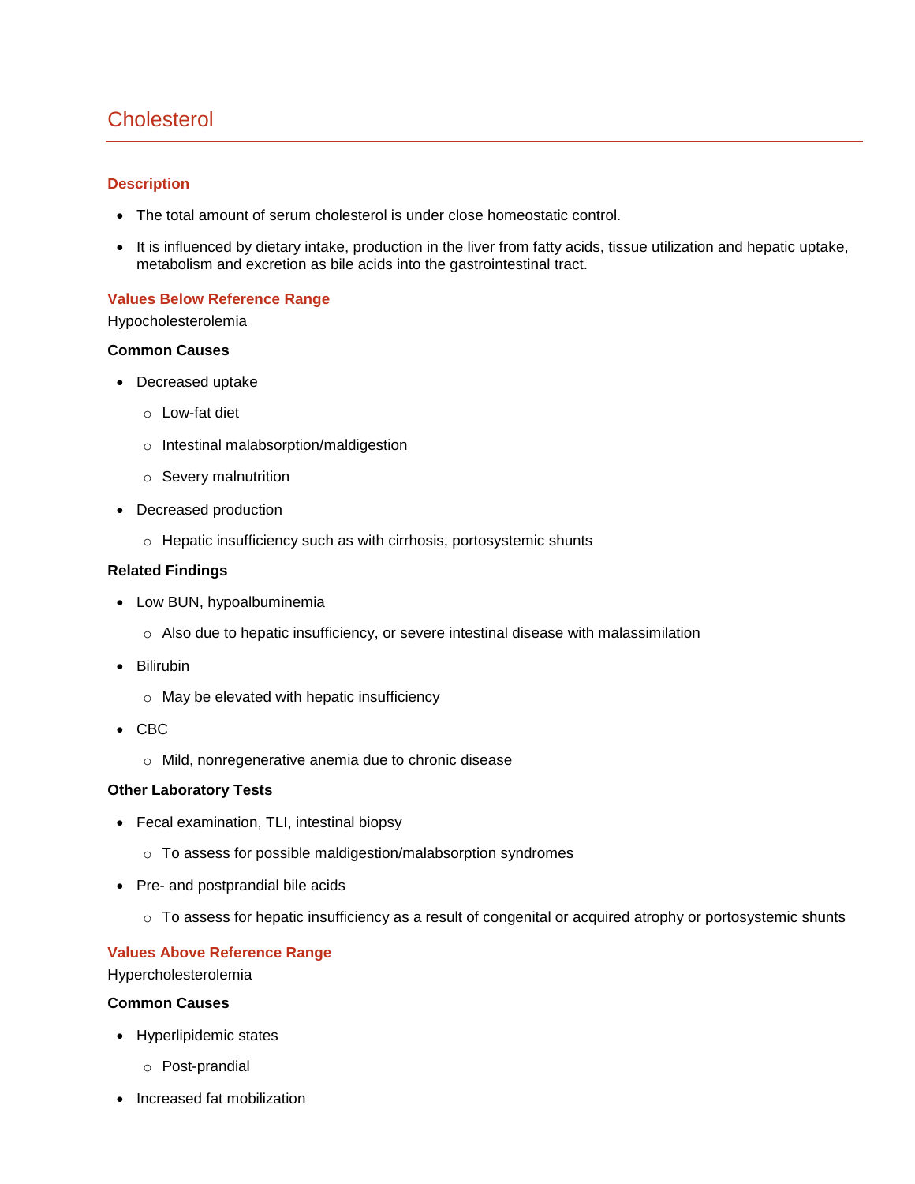# Cholesterol

### Description

- The total amount of serum cholesterol is under close homeostatic control.
- It is influenced by dietary intake, production in the liver from fatty acids, tissue utilization and hepatic uptake, metabolism and excretion as bile acids into the gastrointestinal tract.

### Values Below Reference Range

Hypocholesterolemia

**Common Causes**

- Decreased uptake
    - Low-fat diet
    - Intestinal malabsorption/maldigestion
    - Severy malnutrition
- Decreased production
    - Hepatic insufficiency such as with cirrhosis, portosystemic shunts

**Related Findings**

- Low BUN, hypoalbuminemia
    - Also due to hepatic insufficiency, or severe intestinal disease with malassimilation
- Bilirubin
    - May be elevated with hepatic insufficiency
- CBC
    - Mild, nonregenerative anemia due to chronic disease

**Other Laboratory Tests**

- Fecal examination, TLI, intestinal biopsy
    - To assess for possible maldigestion/malabsorption syndromes
- Pre- and postprandial bile acids
    - To assess for hepatic insufficiency as a result of congenital or acquired atrophy or portosystemic shunts

### Values Above Reference Range

Hypercholesterolemia

**Common Causes**

- Hyperlipidemic states
    - Post-prandial
- Increased fat mobilization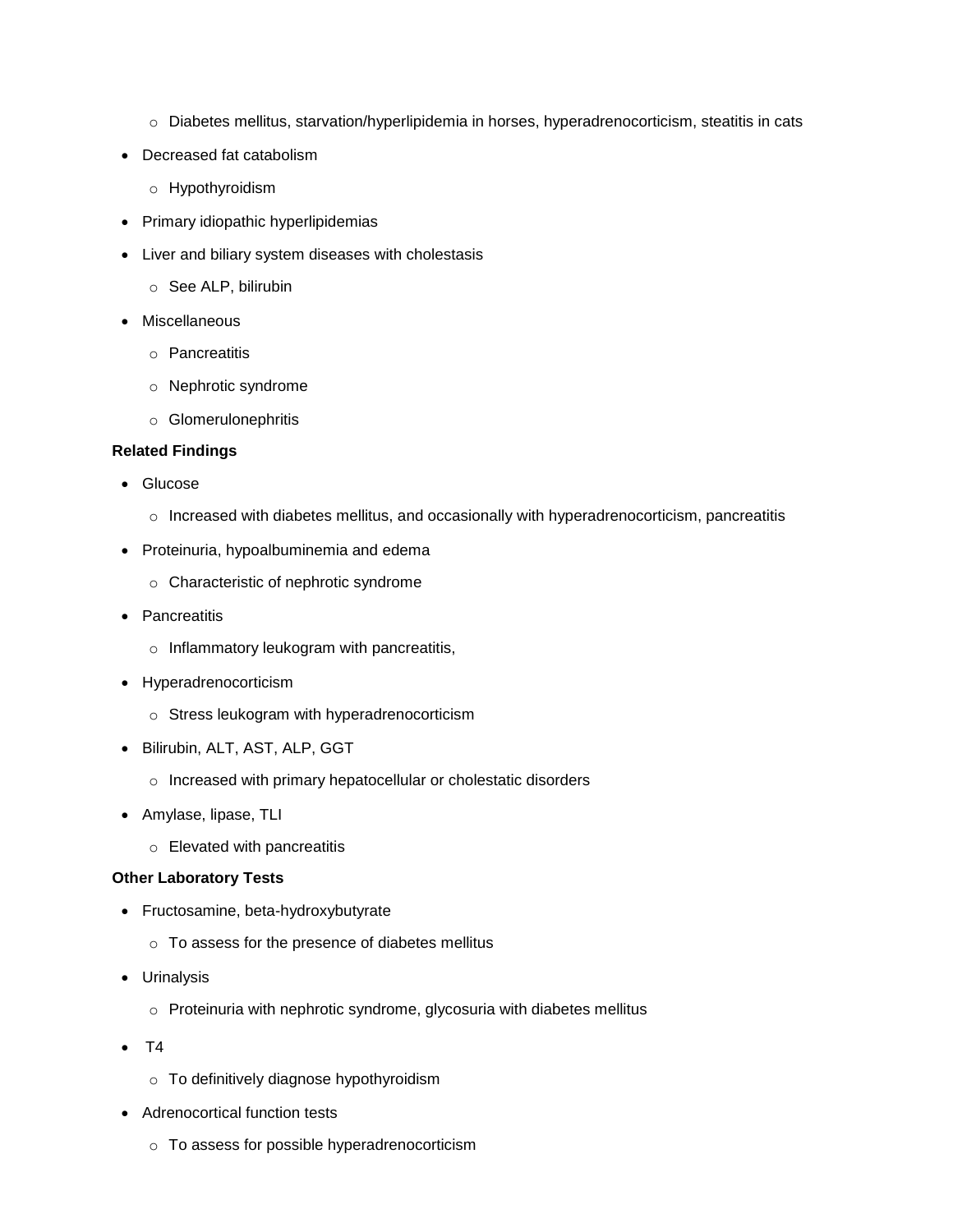- Diabetes mellitus, starvation/hyperlipidemia in horses, hyperadrenocorticism, steatitis in cats
- Decreased fat catabolism
  - Hypothyroidism
- Primary idiopathic hyperlipidemias
- Liver and biliary system diseases with cholestasis
  - See ALP, bilirubin
- Miscellaneous
  - Pancreatitis
  - Nephrotic syndrome
  - Glomerulonephritis

**Related Findings**

- Glucose
  - Increased with diabetes mellitus, and occasionally with hyperadrenocorticism, pancreatitis
- Proteinuria, hypoalbuminemia and edema
  - Characteristic of nephrotic syndrome
- Pancreatitis
  - Inflammatory leukogram with pancreatitis,
- Hyperadrenocorticism
  - Stress leukogram with hyperadrenocorticism
- Bilirubin, ALT, AST, ALP, GGT
  - Increased with primary hepatocellular or cholestatic disorders
- Amylase, lipase, TLI
  - Elevated with pancreatitis

**Other Laboratory Tests**

- Fructosamine, beta-hydroxybutyrate
  - To assess for the presence of diabetes mellitus
- Urinalysis
  - Proteinuria with nephrotic syndrome, glycosuria with diabetes mellitus
- T4
  - To definitively diagnose hypothyroidism
- Adrenocortical function tests
  - To assess for possible hyperadrenocorticism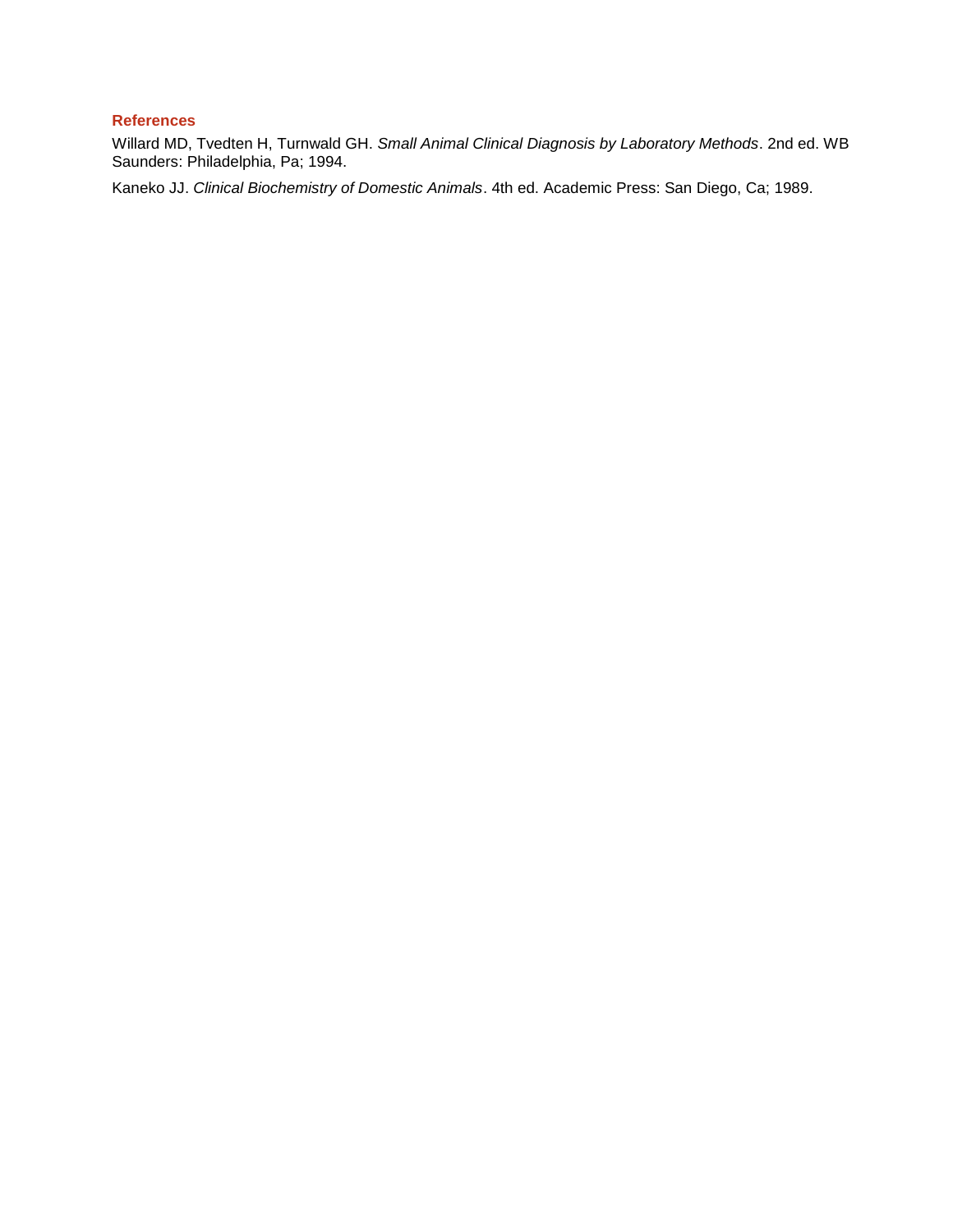### References

Willard MD, Tvedten H, Turnwald GH. *Small Animal Clinical Diagnosis by Laboratory Methods*. 2nd ed. WB Saunders: Philadelphia, Pa; 1994.

Kaneko JJ. *Clinical Biochemistry of Domestic Animals*. 4th ed. Academic Press: San Diego, Ca; 1989.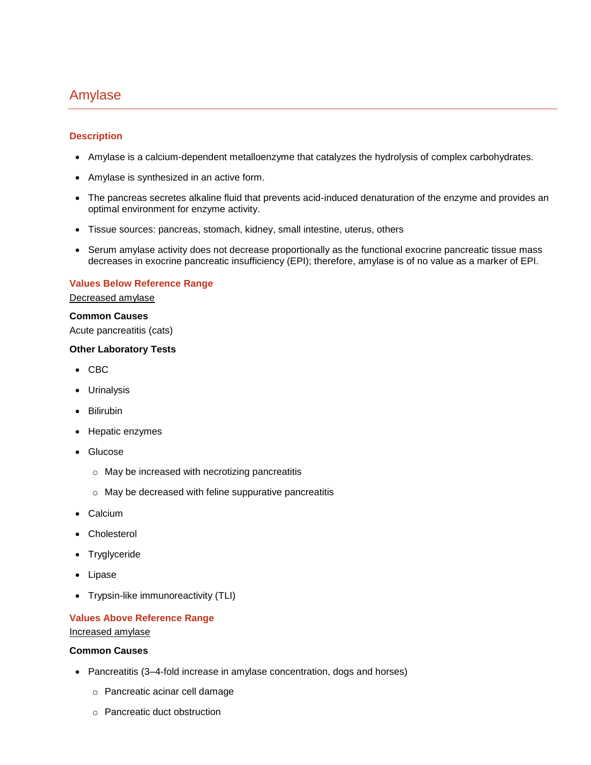# Amylase

## Description

- Amylase is a calcium-dependent metalloenzyme that catalyzes the hydrolysis of complex carbohydrates.
- Amylase is synthesized in an active form.
- The pancreas secretes alkaline fluid that prevents acid-induced denaturation of the enzyme and provides an optimal environment for enzyme activity.
- Tissue sources: pancreas, stomach, kidney, small intestine, uterus, others
- Serum amylase activity does not decrease proportionally as the functional exocrine pancreatic tissue mass decreases in exocrine pancreatic insufficiency (EPI); therefore, amylase is of no value as a marker of EPI.

## Values Below Reference Range

Decreased amylase

**Common Causes**

Acute pancreatitis (cats)

**Other Laboratory Tests**

- CBC
- Urinalysis
- Bilirubin
- Hepatic enzymes
- Glucose
    - May be increased with necrotizing pancreatitis
    - May be decreased with feline suppurative pancreatitis
- Calcium
- Cholesterol
- Tryglyceride
- Lipase
- Trypsin-like immunoreactivity (TLI)

## Values Above Reference Range

Increased amylase

**Common Causes**

- Pancreatitis (3–4-fold increase in amylase concentration, dogs and horses)
    - Pancreatic acinar cell damage
    - Pancreatic duct obstruction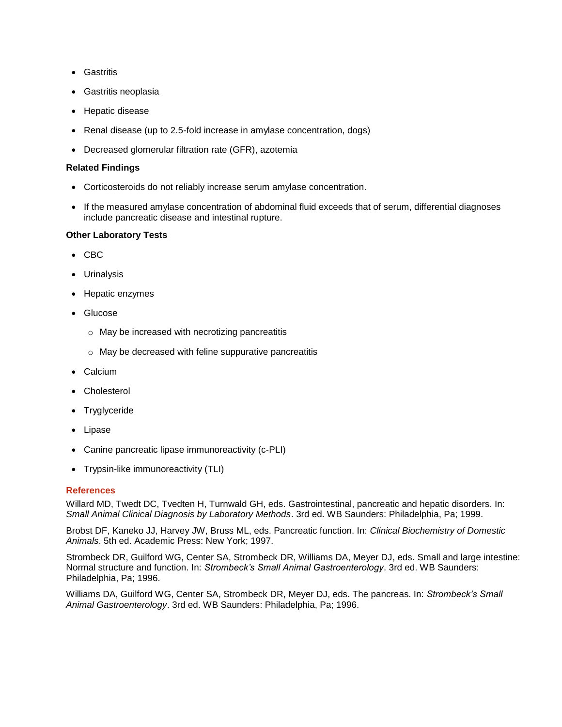- Gastritis
- Gastritis neoplasia
- Hepatic disease
- Renal disease (up to 2.5-fold increase in amylase concentration, dogs)
- Decreased glomerular filtration rate (GFR), azotemia

**Related Findings**

- Corticosteroids do not reliably increase serum amylase concentration.
- If the measured amylase concentration of abdominal fluid exceeds that of serum, differential diagnoses include pancreatic disease and intestinal rupture.

**Other Laboratory Tests**

- CBC
- Urinalysis
- Hepatic enzymes
- Glucose
  - May be increased with necrotizing pancreatitis
  - May be decreased with feline suppurative pancreatitis
- Calcium
- Cholesterol
- Tryglyceride
- Lipase
- Canine pancreatic lipase immunoreactivity (c-PLI)
- Trypsin-like immunoreactivity (TLI)

## References

Willard MD, Twedt DC, Tvedten H, Turnwald GH, eds. Gastrointestinal, pancreatic and hepatic disorders. In: *Small Animal Clinical Diagnosis by Laboratory Methods*. 3rd ed. WB Saunders: Philadelphia, Pa; 1999.

Brobst DF, Kaneko JJ, Harvey JW, Bruss ML, eds. Pancreatic function. In: *Clinical Biochemistry of Domestic Animals*. 5th ed. Academic Press: New York; 1997.

Strombeck DR, Guilford WG, Center SA, Strombeck DR, Williams DA, Meyer DJ, eds. Small and large intestine: Normal structure and function. In: *Strombeck's Small Animal Gastroenterology*. 3rd ed. WB Saunders: Philadelphia, Pa; 1996.

Williams DA, Guilford WG, Center SA, Strombeck DR, Meyer DJ, eds. The pancreas. In: *Strombeck's Small Animal Gastroenterology*. 3rd ed. WB Saunders: Philadelphia, Pa; 1996.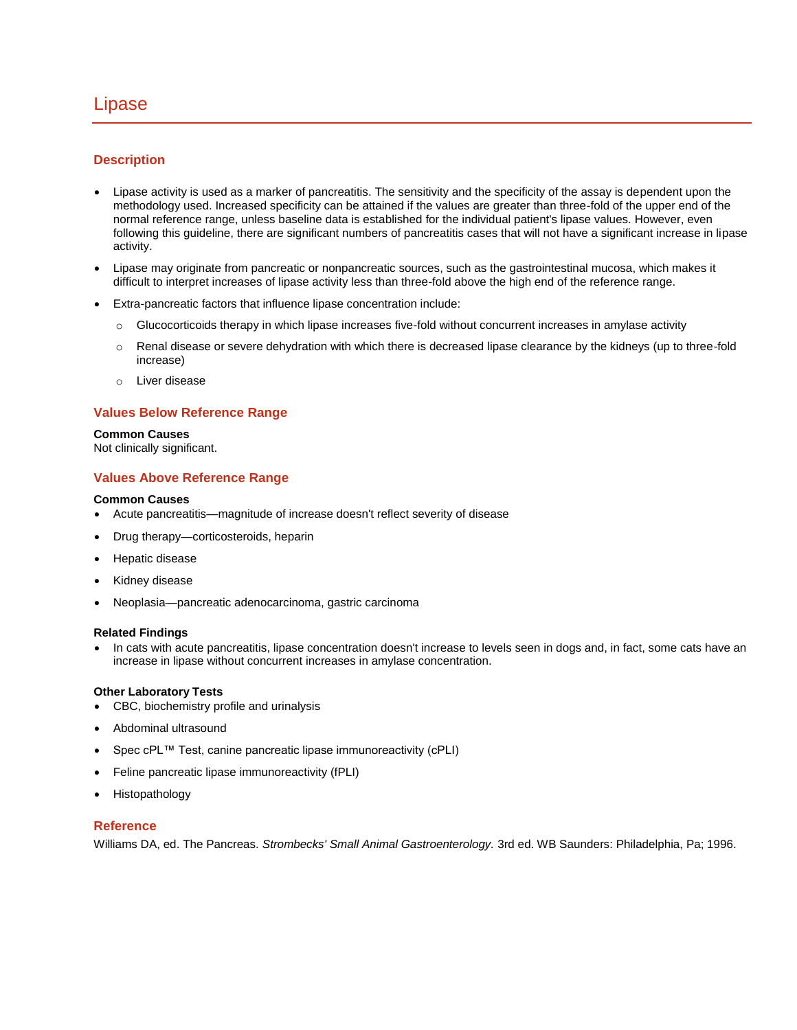# Lipase

## Description

- Lipase activity is used as a marker of pancreatitis. The sensitivity and the specificity of the assay is dependent upon the methodology used. Increased specificity can be attained if the values are greater than three-fold of the upper end of the normal reference range, unless baseline data is established for the individual patient's lipase values. However, even following this guideline, there are significant numbers of pancreatitis cases that will not have a significant increase in lipase activity.
- Lipase may originate from pancreatic or nonpancreatic sources, such as the gastrointestinal mucosa, which makes it difficult to interpret increases of lipase activity less than three-fold above the high end of the reference range.
- Extra-pancreatic factors that influence lipase concentration include:
  - Glucocorticoids therapy in which lipase increases five-fold without concurrent increases in amylase activity
  - Renal disease or severe dehydration with which there is decreased lipase clearance by the kidneys (up to three-fold increase)
  - Liver disease

## Values Below Reference Range

**Common Causes**
Not clinically significant.

## Values Above Reference Range

**Common Causes**
- Acute pancreatitis—magnitude of increase doesn't reflect severity of disease
- Drug therapy—corticosteroids, heparin
- Hepatic disease
- Kidney disease
- Neoplasia—pancreatic adenocarcinoma, gastric carcinoma

**Related Findings**
- In cats with acute pancreatitis, lipase concentration doesn't increase to levels seen in dogs and, in fact, some cats have an increase in lipase without concurrent increases in amylase concentration.

**Other Laboratory Tests**
- CBC, biochemistry profile and urinalysis
- Abdominal ultrasound
- Spec cPL™ Test, canine pancreatic lipase immunoreactivity (cPLI)
- Feline pancreatic lipase immunoreactivity (fPLI)
- Histopathology

## Reference

Williams DA, ed. The Pancreas. *Strombecks' Small Animal Gastroenterology.* 3rd ed. WB Saunders: Philadelphia, Pa; 1996.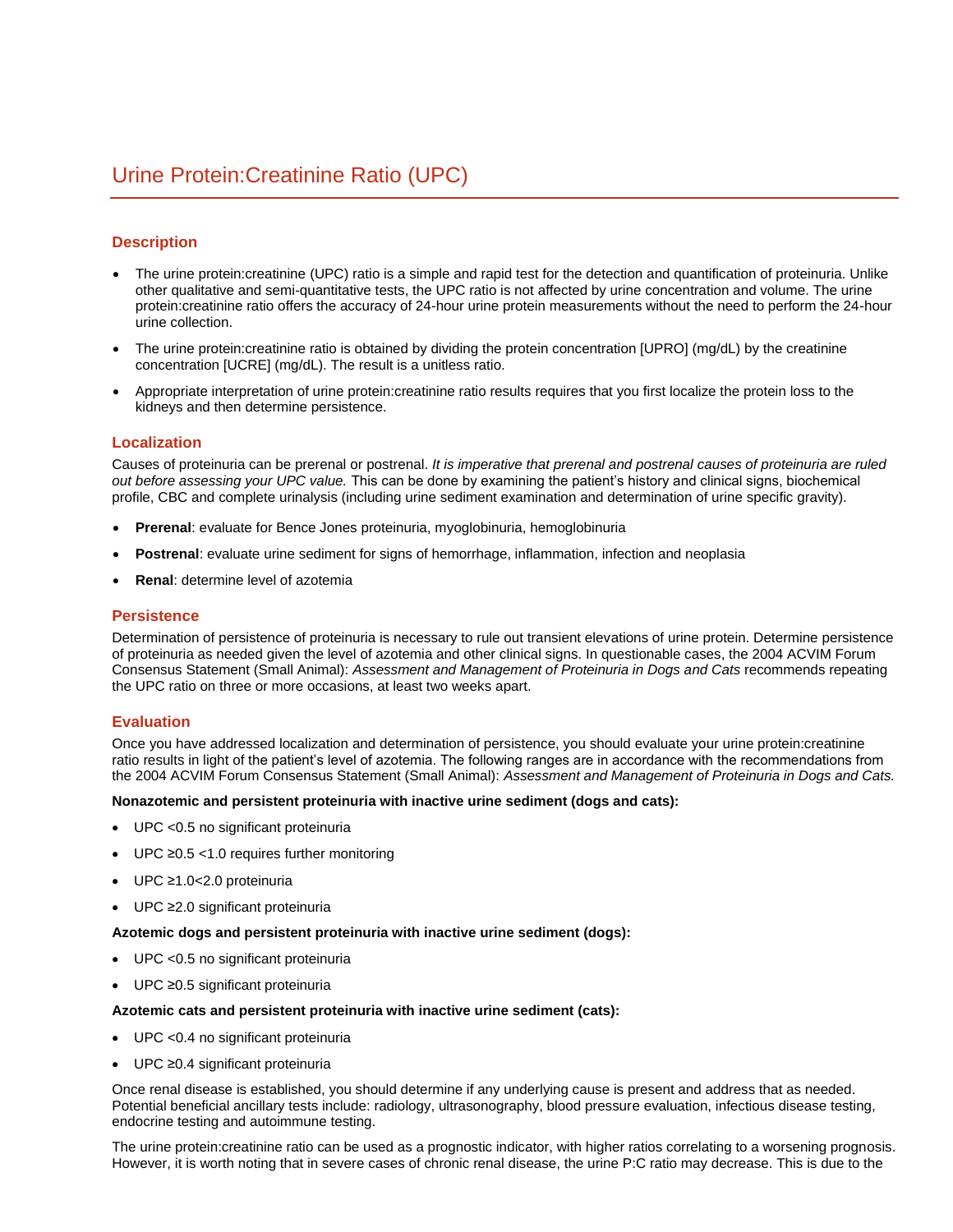# Urine Protein:Creatinine Ratio (UPC)

## Description

- The urine protein:creatinine (UPC) ratio is a simple and rapid test for the detection and quantification of proteinuria. Unlike other qualitative and semi-quantitative tests, the UPC ratio is not affected by urine concentration and volume. The urine protein:creatinine ratio offers the accuracy of 24-hour urine protein measurements without the need to perform the 24-hour urine collection.
- The urine protein:creatinine ratio is obtained by dividing the protein concentration [UPRO] (mg/dL) by the creatinine concentration [UCRE] (mg/dL). The result is a unitless ratio.
- Appropriate interpretation of urine protein:creatinine ratio results requires that you first localize the protein loss to the kidneys and then determine persistence.

## Localization

Causes of proteinuria can be prerenal or postrenal. *It is imperative that prerenal and postrenal causes of proteinuria are ruled out before assessing your UPC value.* This can be done by examining the patient's history and clinical signs, biochemical profile, CBC and complete urinalysis (including urine sediment examination and determination of urine specific gravity).

- **Prerenal**: evaluate for Bence Jones proteinuria, myoglobinuria, hemoglobinuria
- **Postrenal**: evaluate urine sediment for signs of hemorrhage, inflammation, infection and neoplasia
- **Renal**: determine level of azotemia

## Persistence

Determination of persistence of proteinuria is necessary to rule out transient elevations of urine protein. Determine persistence of proteinuria as needed given the level of azotemia and other clinical signs. In questionable cases, the 2004 ACVIM Forum Consensus Statement (Small Animal): *Assessment and Management of Proteinuria in Dogs and Cats* recommends repeating the UPC ratio on three or more occasions, at least two weeks apart.

## Evaluation

Once you have addressed localization and determination of persistence, you should evaluate your urine protein:creatinine ratio results in light of the patient's level of azotemia. The following ranges are in accordance with the recommendations from the 2004 ACVIM Forum Consensus Statement (Small Animal): *Assessment and Management of Proteinuria in Dogs and Cats.*

**Nonazotemic and persistent proteinuria with inactive urine sediment (dogs and cats):**

- UPC <0.5 no significant proteinuria
- UPC ≥0.5 <1.0 requires further monitoring
- UPC ≥1.0<2.0 proteinuria
- UPC ≥2.0 significant proteinuria

**Azotemic dogs and persistent proteinuria with inactive urine sediment (dogs):**

- UPC <0.5 no significant proteinuria
- UPC ≥0.5 significant proteinuria

**Azotemic cats and persistent proteinuria with inactive urine sediment (cats):**

- UPC <0.4 no significant proteinuria
- UPC ≥0.4 significant proteinuria

Once renal disease is established, you should determine if any underlying cause is present and address that as needed. Potential beneficial ancillary tests include: radiology, ultrasonography, blood pressure evaluation, infectious disease testing, endocrine testing and autoimmune testing.

The urine protein:creatinine ratio can be used as a prognostic indicator, with higher ratios correlating to a worsening prognosis. However, it is worth noting that in severe cases of chronic renal disease, the urine P:C ratio may decrease. This is due to the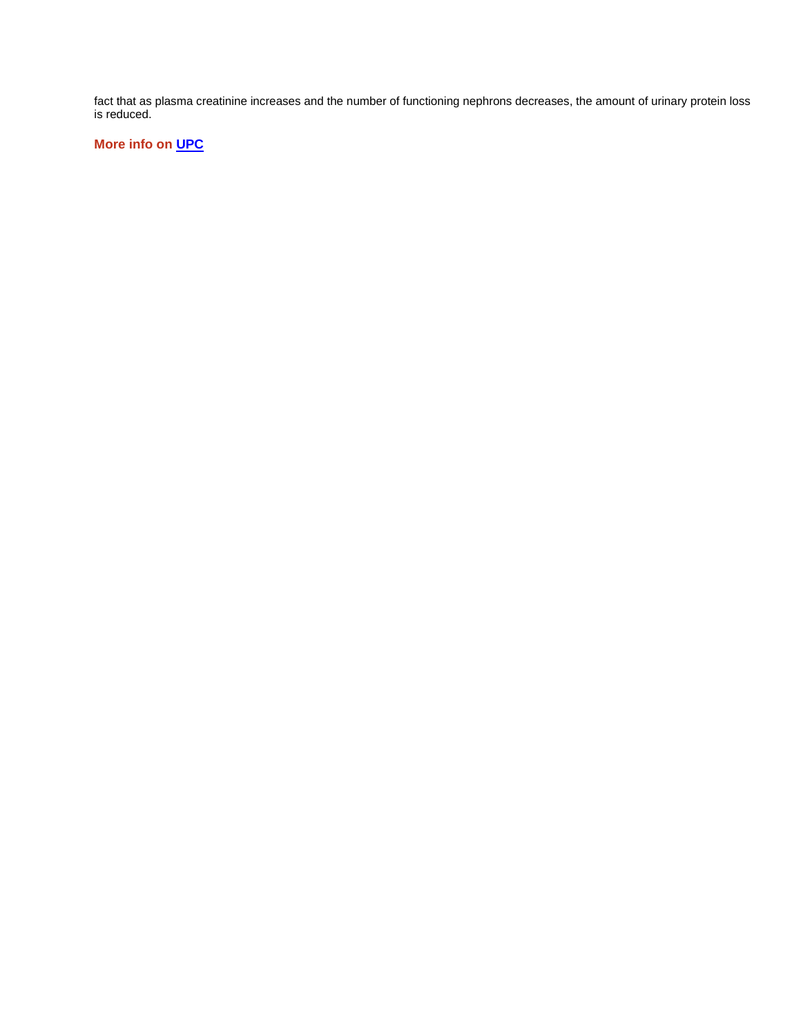fact that as plasma creatinine increases and the number of functioning nephrons decreases, the amount of urinary protein loss is reduced.

**More info on UPC**